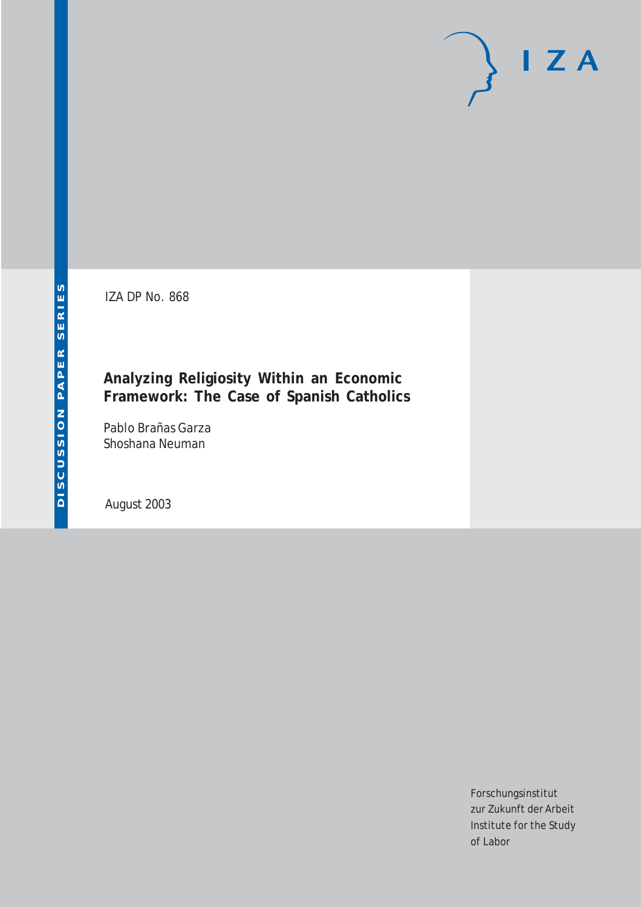DISCUSSION PAPER SERIES

IZA DP No. 868

# Analyzing Religiosity Within an Economic Framework: The Case of Spanish Catholics

Pablo Brañas Garza
Shoshana Neuman

August 2003

Forschungsinstitut
zur Zukunft der Arbeit
Institute for the Study
of Labor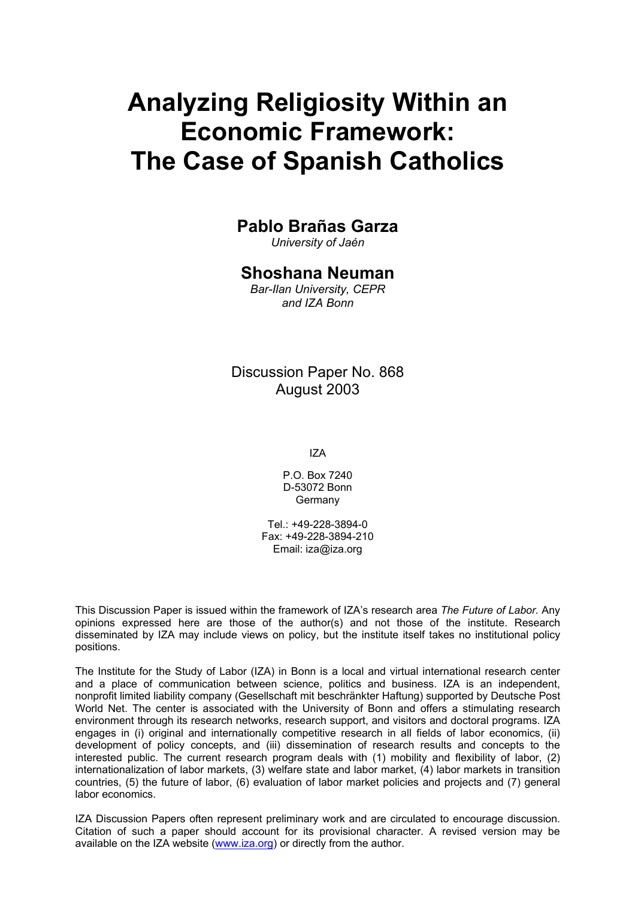# Analyzing Religiosity Within an Economic Framework: The Case of Spanish Catholics

**Pablo Brañas Garza**  
*University of Jaén*

**Shoshana Neuman**  
*Bar-Ilan University, CEPR and IZA Bonn*

Discussion Paper No. 868  
August 2003

IZA

P.O. Box 7240  
D-53072 Bonn  
Germany

Tel.: +49-228-3894-0  
Fax: +49-228-3894-210  
Email: iza@iza.org

This Discussion Paper is issued within the framework of IZA's research area *The Future of Labor.* Any opinions expressed here are those of the author(s) and not those of the institute. Research disseminated by IZA may include views on policy, but the institute itself takes no institutional policy positions.

The Institute for the Study of Labor (IZA) in Bonn is a local and virtual international research center and a place of communication between science, politics and business. IZA is an independent, nonprofit limited liability company (Gesellschaft mit beschränkter Haftung) supported by Deutsche Post World Net. The center is associated with the University of Bonn and offers a stimulating research environment through its research networks, research support, and visitors and doctoral programs. IZA engages in (i) original and internationally competitive research in all fields of labor economics, (ii) development of policy concepts, and (iii) dissemination of research results and concepts to the interested public. The current research program deals with (1) mobility and flexibility of labor, (2) internationalization of labor markets, (3) welfare state and labor market, (4) labor markets in transition countries, (5) the future of labor, (6) evaluation of labor market policies and projects and (7) general labor economics.

IZA Discussion Papers often represent preliminary work and are circulated to encourage discussion. Citation of such a paper should account for its provisional character. A revised version may be available on the IZA website (www.iza.org) or directly from the author.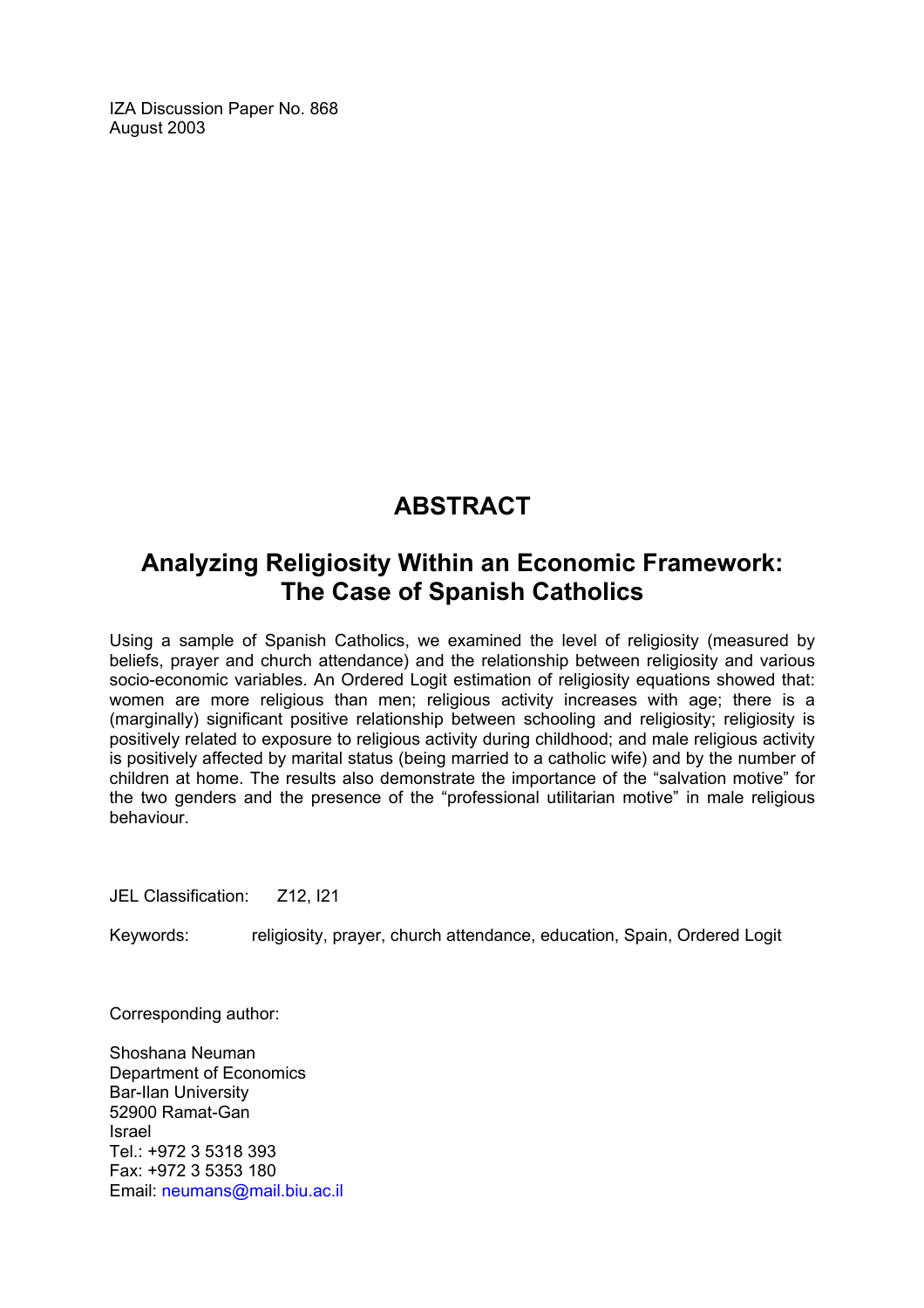IZA Discussion Paper No. 868
August 2003

# ABSTRACT

## Analyzing Religiosity Within an Economic Framework: The Case of Spanish Catholics

Using a sample of Spanish Catholics, we examined the level of religiosity (measured by beliefs, prayer and church attendance) and the relationship between religiosity and various socio-economic variables. An Ordered Logit estimation of religiosity equations showed that: women are more religious than men; religious activity increases with age; there is a (marginally) significant positive relationship between schooling and religiosity; religiosity is positively related to exposure to religious activity during childhood; and male religious activity is positively affected by marital status (being married to a catholic wife) and by the number of children at home. The results also demonstrate the importance of the "salvation motive" for the two genders and the presence of the "professional utilitarian motive" in male religious behaviour.

JEL Classification: Z12, I21

Keywords: religiosity, prayer, church attendance, education, Spain, Ordered Logit

Corresponding author:

Shoshana Neuman
Department of Economics
Bar-Ilan University
52900 Ramat-Gan
Israel
Tel.: +972 3 5318 393
Fax: +972 3 5353 180
Email: neumans@mail.biu.ac.il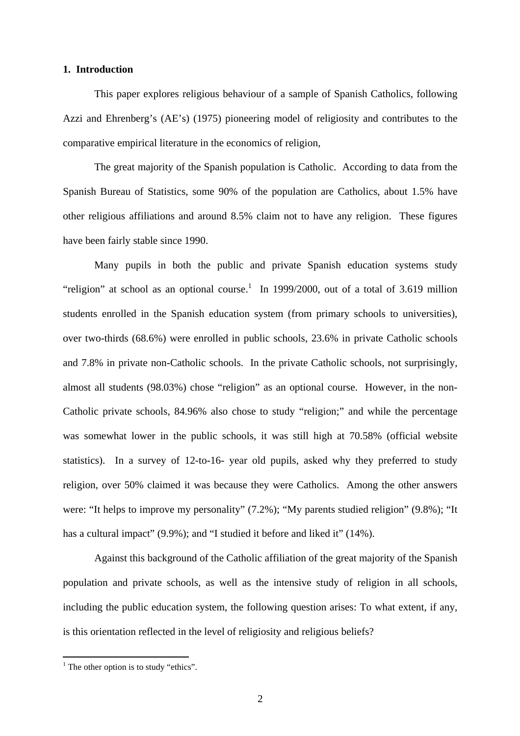## 1. Introduction

This paper explores religious behaviour of a sample of Spanish Catholics, following Azzi and Ehrenberg's (AE's) (1975) pioneering model of religiosity and contributes to the comparative empirical literature in the economics of religion,

The great majority of the Spanish population is Catholic. According to data from the Spanish Bureau of Statistics, some 90% of the population are Catholics, about 1.5% have other religious affiliations and around 8.5% claim not to have any religion. These figures have been fairly stable since 1990.

Many pupils in both the public and private Spanish education systems study "religion" at school as an optional course.[1] In 1999/2000, out of a total of 3.619 million students enrolled in the Spanish education system (from primary schools to universities), over two-thirds (68.6%) were enrolled in public schools, 23.6% in private Catholic schools and 7.8% in private non-Catholic schools. In the private Catholic schools, not surprisingly, almost all students (98.03%) chose "religion" as an optional course. However, in the non-Catholic private schools, 84.96% also chose to study "religion;" and while the percentage was somewhat lower in the public schools, it was still high at 70.58% (official website statistics). In a survey of 12-to-16- year old pupils, asked why they preferred to study religion, over 50% claimed it was because they were Catholics. Among the other answers were: "It helps to improve my personality" (7.2%); "My parents studied religion" (9.8%); "It has a cultural impact" (9.9%); and "I studied it before and liked it" (14%).

Against this background of the Catholic affiliation of the great majority of the Spanish population and private schools, as well as the intensive study of religion in all schools, including the public education system, the following question arises: To what extent, if any, is this orientation reflected in the level of religiosity and religious beliefs?

[1] The other option is to study "ethics".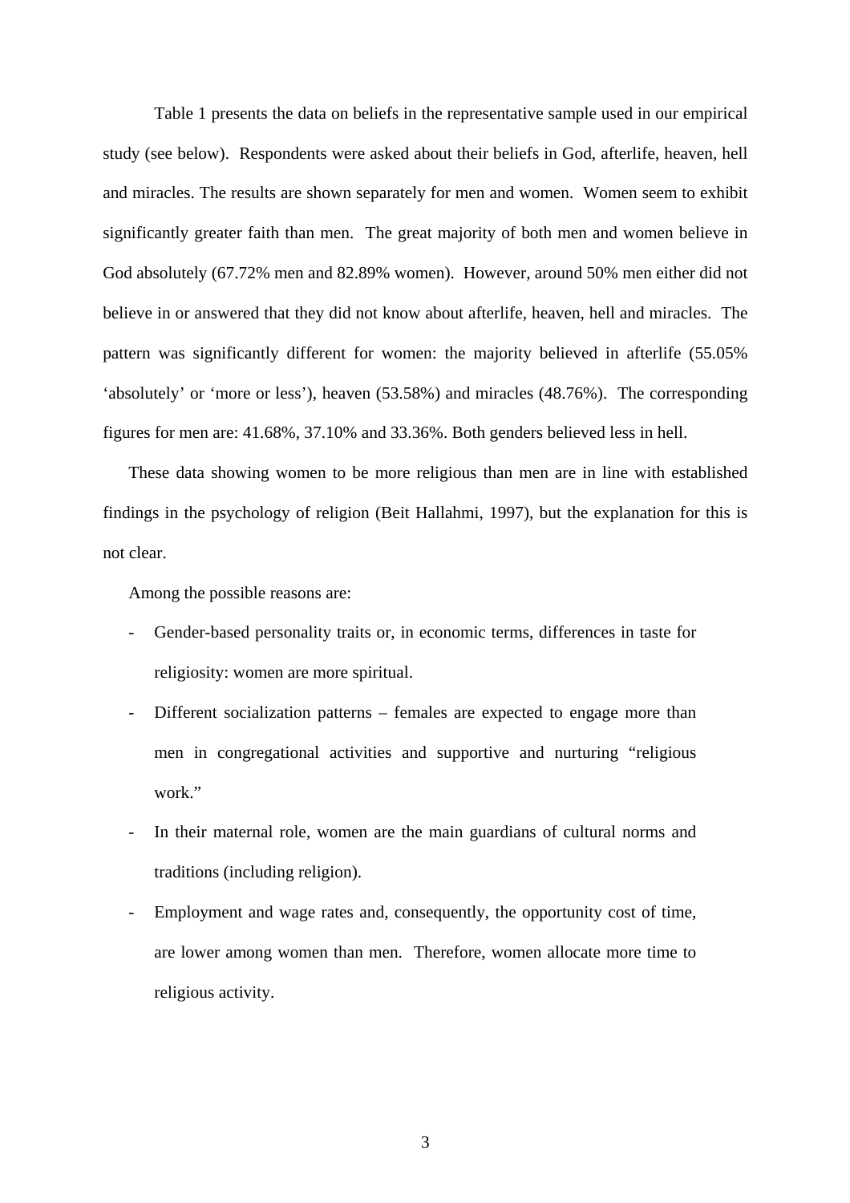Table 1 presents the data on beliefs in the representative sample used in our empirical study (see below). Respondents were asked about their beliefs in God, afterlife, heaven, hell and miracles. The results are shown separately for men and women. Women seem to exhibit significantly greater faith than men. The great majority of both men and women believe in God absolutely (67.72% men and 82.89% women). However, around 50% men either did not believe in or answered that they did not know about afterlife, heaven, hell and miracles. The pattern was significantly different for women: the majority believed in afterlife (55.05% 'absolutely' or 'more or less'), heaven (53.58%) and miracles (48.76%). The corresponding figures for men are: 41.68%, 37.10% and 33.36%. Both genders believed less in hell.

These data showing women to be more religious than men are in line with established findings in the psychology of religion (Beit Hallahmi, 1997), but the explanation for this is not clear.

Among the possible reasons are:

- Gender-based personality traits or, in economic terms, differences in taste for religiosity: women are more spiritual.
- Different socialization patterns – females are expected to engage more than men in congregational activities and supportive and nurturing "religious work."
- In their maternal role, women are the main guardians of cultural norms and traditions (including religion).
- Employment and wage rates and, consequently, the opportunity cost of time, are lower among women than men. Therefore, women allocate more time to religious activity.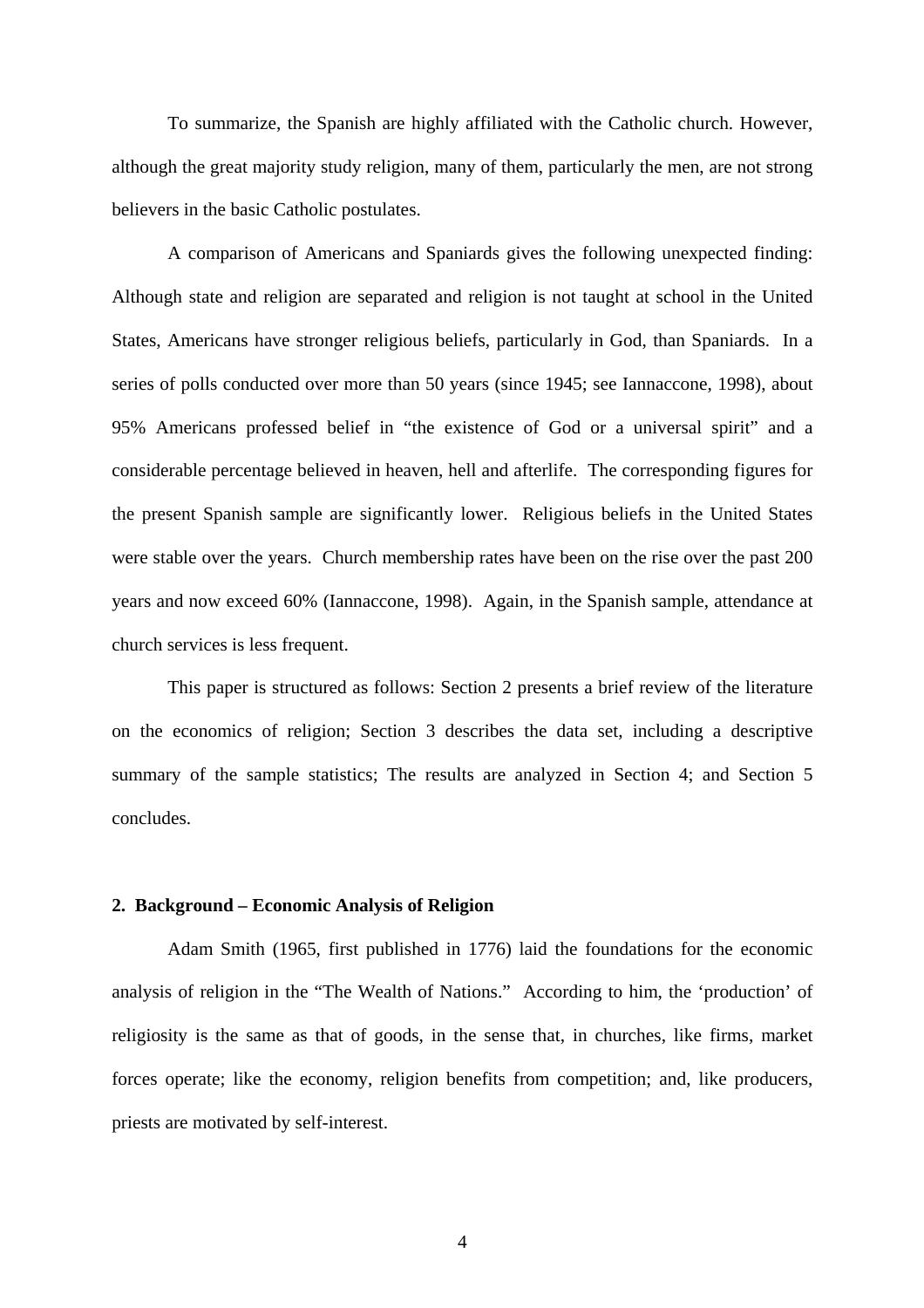To summarize, the Spanish are highly affiliated with the Catholic church. However, although the great majority study religion, many of them, particularly the men, are not strong believers in the basic Catholic postulates.

A comparison of Americans and Spaniards gives the following unexpected finding: Although state and religion are separated and religion is not taught at school in the United States, Americans have stronger religious beliefs, particularly in God, than Spaniards. In a series of polls conducted over more than 50 years (since 1945; see Iannaccone, 1998), about 95% Americans professed belief in "the existence of God or a universal spirit" and a considerable percentage believed in heaven, hell and afterlife. The corresponding figures for the present Spanish sample are significantly lower. Religious beliefs in the United States were stable over the years. Church membership rates have been on the rise over the past 200 years and now exceed 60% (Iannaccone, 1998). Again, in the Spanish sample, attendance at church services is less frequent.

This paper is structured as follows: Section 2 presents a brief review of the literature on the economics of religion; Section 3 describes the data set, including a descriptive summary of the sample statistics; The results are analyzed in Section 4; and Section 5 concludes.

## 2. Background – Economic Analysis of Religion

Adam Smith (1965, first published in 1776) laid the foundations for the economic analysis of religion in the "The Wealth of Nations." According to him, the 'production' of religiosity is the same as that of goods, in the sense that, in churches, like firms, market forces operate; like the economy, religion benefits from competition; and, like producers, priests are motivated by self-interest.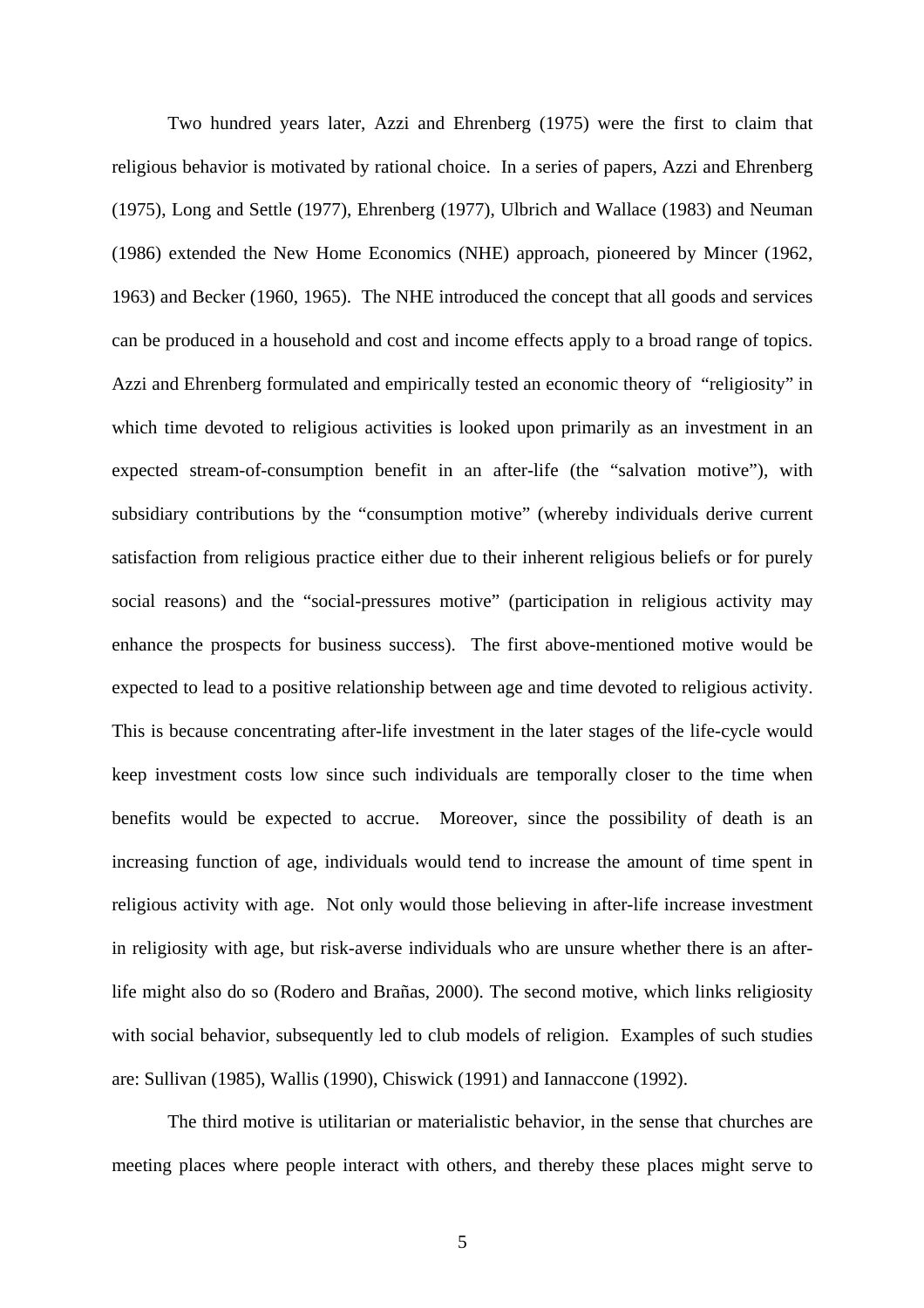Two hundred years later, Azzi and Ehrenberg (1975) were the first to claim that religious behavior is motivated by rational choice. In a series of papers, Azzi and Ehrenberg (1975), Long and Settle (1977), Ehrenberg (1977), Ulbrich and Wallace (1983) and Neuman (1986) extended the New Home Economics (NHE) approach, pioneered by Mincer (1962, 1963) and Becker (1960, 1965). The NHE introduced the concept that all goods and services can be produced in a household and cost and income effects apply to a broad range of topics. Azzi and Ehrenberg formulated and empirically tested an economic theory of "religiosity" in which time devoted to religious activities is looked upon primarily as an investment in an expected stream-of-consumption benefit in an after-life (the "salvation motive"), with subsidiary contributions by the "consumption motive" (whereby individuals derive current satisfaction from religious practice either due to their inherent religious beliefs or for purely social reasons) and the "social-pressures motive" (participation in religious activity may enhance the prospects for business success). The first above-mentioned motive would be expected to lead to a positive relationship between age and time devoted to religious activity. This is because concentrating after-life investment in the later stages of the life-cycle would keep investment costs low since such individuals are temporally closer to the time when benefits would be expected to accrue. Moreover, since the possibility of death is an increasing function of age, individuals would tend to increase the amount of time spent in religious activity with age. Not only would those believing in after-life increase investment in religiosity with age, but risk-averse individuals who are unsure whether there is an after-life might also do so (Rodero and Brañas, 2000). The second motive, which links religiosity with social behavior, subsequently led to club models of religion. Examples of such studies are: Sullivan (1985), Wallis (1990), Chiswick (1991) and Iannaccone (1992).

The third motive is utilitarian or materialistic behavior, in the sense that churches are meeting places where people interact with others, and thereby these places might serve to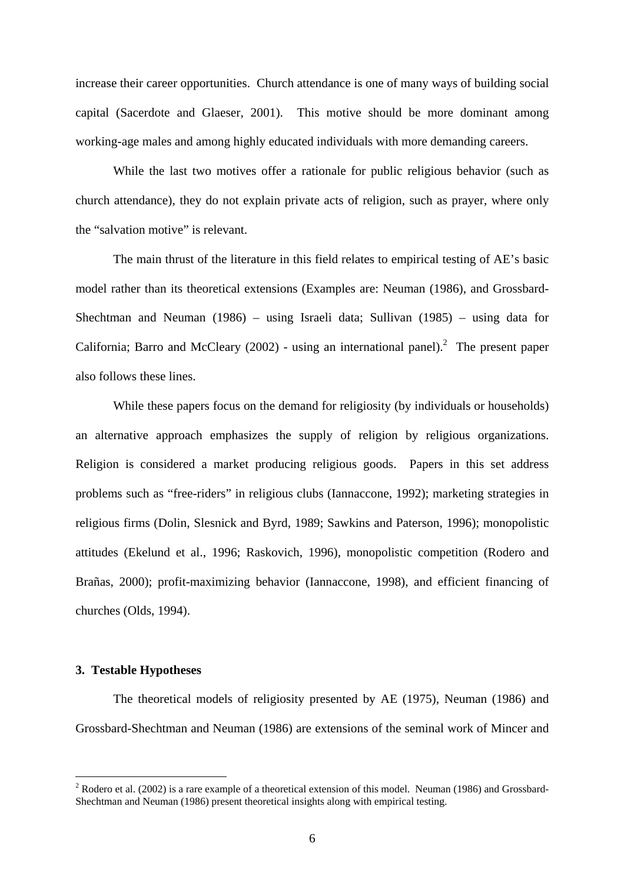increase their career opportunities. Church attendance is one of many ways of building social capital (Sacerdote and Glaeser, 2001). This motive should be more dominant among working-age males and among highly educated individuals with more demanding careers.

While the last two motives offer a rationale for public religious behavior (such as church attendance), they do not explain private acts of religion, such as prayer, where only the "salvation motive" is relevant.

The main thrust of the literature in this field relates to empirical testing of AE's basic model rather than its theoretical extensions (Examples are: Neuman (1986), and Grossbard-Shechtman and Neuman (1986) – using Israeli data; Sullivan (1985) – using data for California; Barro and McCleary (2002) - using an international panel).[2] The present paper also follows these lines.

While these papers focus on the demand for religiosity (by individuals or households) an alternative approach emphasizes the supply of religion by religious organizations. Religion is considered a market producing religious goods. Papers in this set address problems such as "free-riders" in religious clubs (Iannaccone, 1992); marketing strategies in religious firms (Dolin, Slesnick and Byrd, 1989; Sawkins and Paterson, 1996); monopolistic attitudes (Ekelund et al., 1996; Raskovich, 1996), monopolistic competition (Rodero and Brañas, 2000); profit-maximizing behavior (Iannaccone, 1998), and efficient financing of churches (Olds, 1994).

### 3. Testable Hypotheses

The theoretical models of religiosity presented by AE (1975), Neuman (1986) and Grossbard-Shechtman and Neuman (1986) are extensions of the seminal work of Mincer and

---

[2] Rodero et al. (2002) is a rare example of a theoretical extension of this model. Neuman (1986) and Grossbard-Shechtman and Neuman (1986) present theoretical insights along with empirical testing.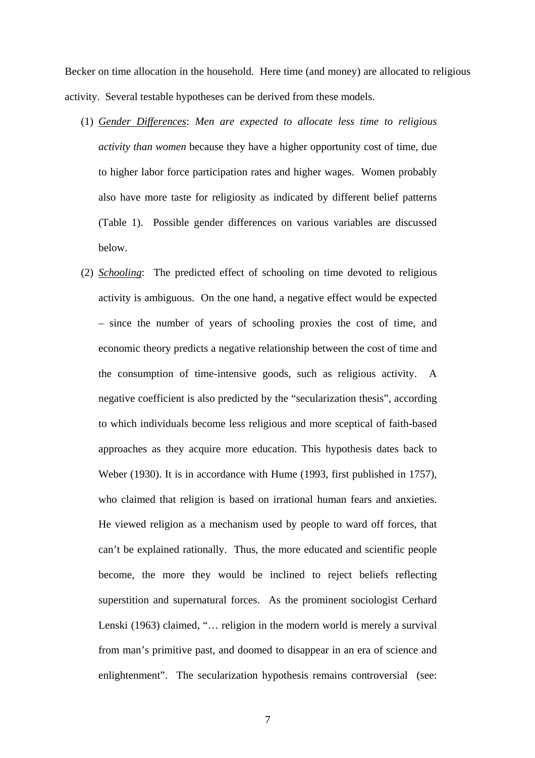Becker on time allocation in the household. Here time (and money) are allocated to religious activity. Several testable hypotheses can be derived from these models.

(1) *Gender Differences*: *Men are expected to allocate less time to religious activity than women* because they have a higher opportunity cost of time, due to higher labor force participation rates and higher wages. Women probably also have more taste for religiosity as indicated by different belief patterns (Table 1). Possible gender differences on various variables are discussed below.

(2) *Schooling*: The predicted effect of schooling on time devoted to religious activity is ambiguous. On the one hand, a negative effect would be expected – since the number of years of schooling proxies the cost of time, and economic theory predicts a negative relationship between the cost of time and the consumption of time-intensive goods, such as religious activity. A negative coefficient is also predicted by the "secularization thesis", according to which individuals become less religious and more sceptical of faith-based approaches as they acquire more education. This hypothesis dates back to Weber (1930). It is in accordance with Hume (1993, first published in 1757), who claimed that religion is based on irrational human fears and anxieties. He viewed religion as a mechanism used by people to ward off forces, that can't be explained rationally. Thus, the more educated and scientific people become, the more they would be inclined to reject beliefs reflecting superstition and supernatural forces. As the prominent sociologist Cerhard Lenski (1963) claimed, "… religion in the modern world is merely a survival from man's primitive past, and doomed to disappear in an era of science and enlightenment". The secularization hypothesis remains controversial (see: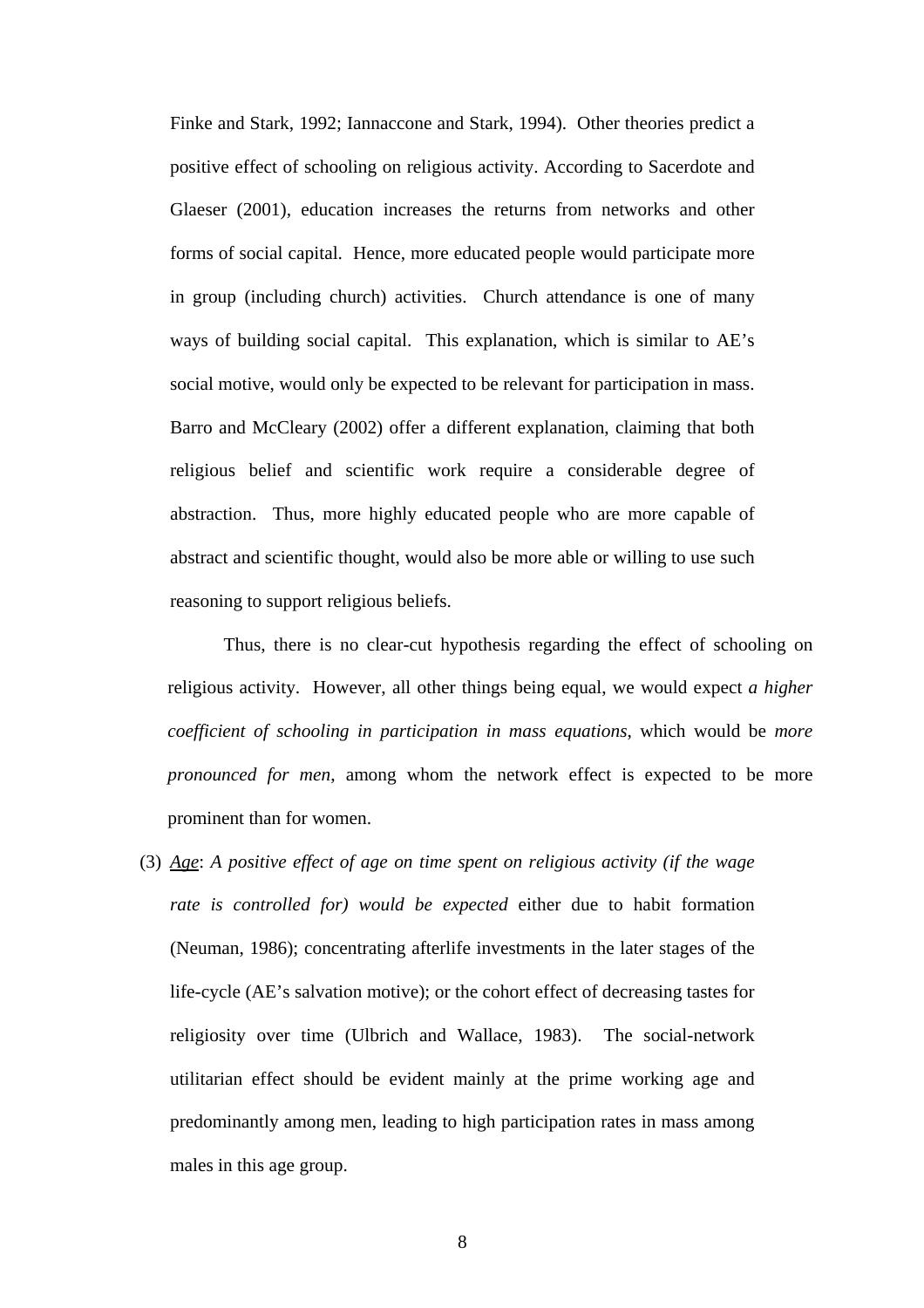Finke and Stark, 1992; Iannaccone and Stark, 1994). Other theories predict a positive effect of schooling on religious activity. According to Sacerdote and Glaeser (2001), education increases the returns from networks and other forms of social capital. Hence, more educated people would participate more in group (including church) activities. Church attendance is one of many ways of building social capital. This explanation, which is similar to AE's social motive, would only be expected to be relevant for participation in mass. Barro and McCleary (2002) offer a different explanation, claiming that both religious belief and scientific work require a considerable degree of abstraction. Thus, more highly educated people who are more capable of abstract and scientific thought, would also be more able or willing to use such reasoning to support religious beliefs.

Thus, there is no clear-cut hypothesis regarding the effect of schooling on religious activity. However, all other things being equal, we would expect *a higher coefficient of schooling in participation in mass equations*, which would be *more pronounced for men*, among whom the network effect is expected to be more prominent than for women.

(3) <u>*Age*</u>: *A positive effect of age on time spent on religious activity (if the wage rate is controlled for) would be expected* either due to habit formation (Neuman, 1986); concentrating afterlife investments in the later stages of the life-cycle (AE's salvation motive); or the cohort effect of decreasing tastes for religiosity over time (Ulbrich and Wallace, 1983). The social-network utilitarian effect should be evident mainly at the prime working age and predominantly among men, leading to high participation rates in mass among males in this age group.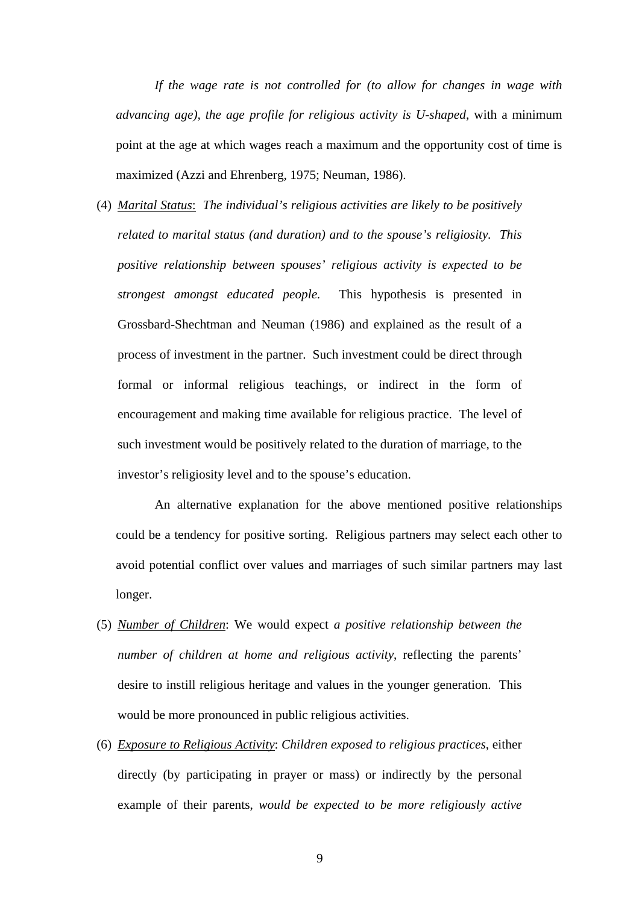*If the wage rate is not controlled for (to allow for changes in wage with advancing age), the age profile for religious activity is U-shaped*, with a minimum point at the age at which wages reach a maximum and the opportunity cost of time is maximized (Azzi and Ehrenberg, 1975; Neuman, 1986).

(4) Marital Status: *The individual's religious activities are likely to be positively related to marital status (and duration) and to the spouse's religiosity. This positive relationship between spouses' religious activity is expected to be strongest amongst educated people.* This hypothesis is presented in Grossbard-Shechtman and Neuman (1986) and explained as the result of a process of investment in the partner. Such investment could be direct through formal or informal religious teachings, or indirect in the form of encouragement and making time available for religious practice. The level of such investment would be positively related to the duration of marriage, to the investor's religiosity level and to the spouse's education.

An alternative explanation for the above mentioned positive relationships could be a tendency for positive sorting. Religious partners may select each other to avoid potential conflict over values and marriages of such similar partners may last longer.

(5) Number of Children: We would expect *a positive relationship between the number of children at home and religious activity*, reflecting the parents' desire to instill religious heritage and values in the younger generation. This would be more pronounced in public religious activities.

(6) Exposure to Religious Activity: *Children exposed to religious practices*, either directly (by participating in prayer or mass) or indirectly by the personal example of their parents, *would be expected to be more religiously active*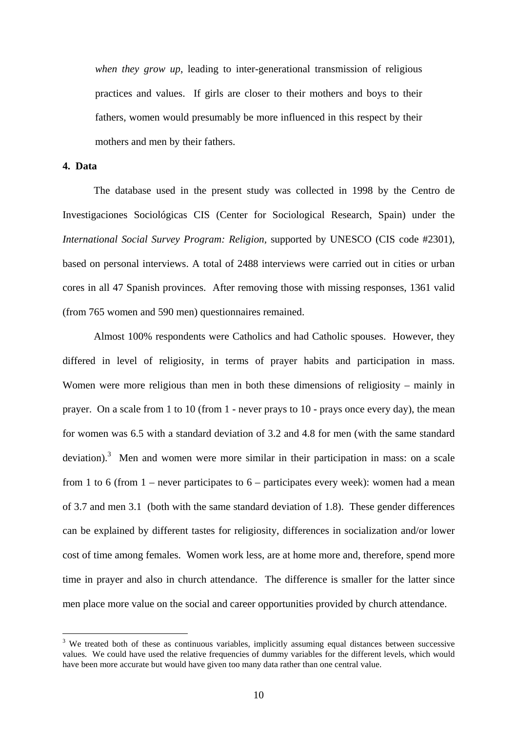*when they grow up*, leading to inter-generational transmission of religious practices and values. If girls are closer to their mothers and boys to their fathers, women would presumably be more influenced in this respect by their mothers and men by their fathers.

**4. Data**

The database used in the present study was collected in 1998 by the Centro de Investigaciones Sociológicas CIS (Center for Sociological Research, Spain) under the *International Social Survey Program: Religion*, supported by UNESCO (CIS code #2301), based on personal interviews. A total of 2488 interviews were carried out in cities or urban cores in all 47 Spanish provinces. After removing those with missing responses, 1361 valid (from 765 women and 590 men) questionnaires remained.

Almost 100% respondents were Catholics and had Catholic spouses. However, they differed in level of religiosity, in terms of prayer habits and participation in mass. Women were more religious than men in both these dimensions of religiosity – mainly in prayer. On a scale from 1 to 10 (from 1 - never prays to 10 - prays once every day), the mean for women was 6.5 with a standard deviation of 3.2 and 4.8 for men (with the same standard deviation).[3] Men and women were more similar in their participation in mass: on a scale from 1 to 6 (from 1 – never participates to 6 – participates every week): women had a mean of 3.7 and men 3.1 (both with the same standard deviation of 1.8). These gender differences can be explained by different tastes for religiosity, differences in socialization and/or lower cost of time among females. Women work less, are at home more and, therefore, spend more time in prayer and also in church attendance. The difference is smaller for the latter since men place more value on the social and career opportunities provided by church attendance.

[3] We treated both of these as continuous variables, implicitly assuming equal distances between successive values. We could have used the relative frequencies of dummy variables for the different levels, which would have been more accurate but would have given too many data rather than one central value.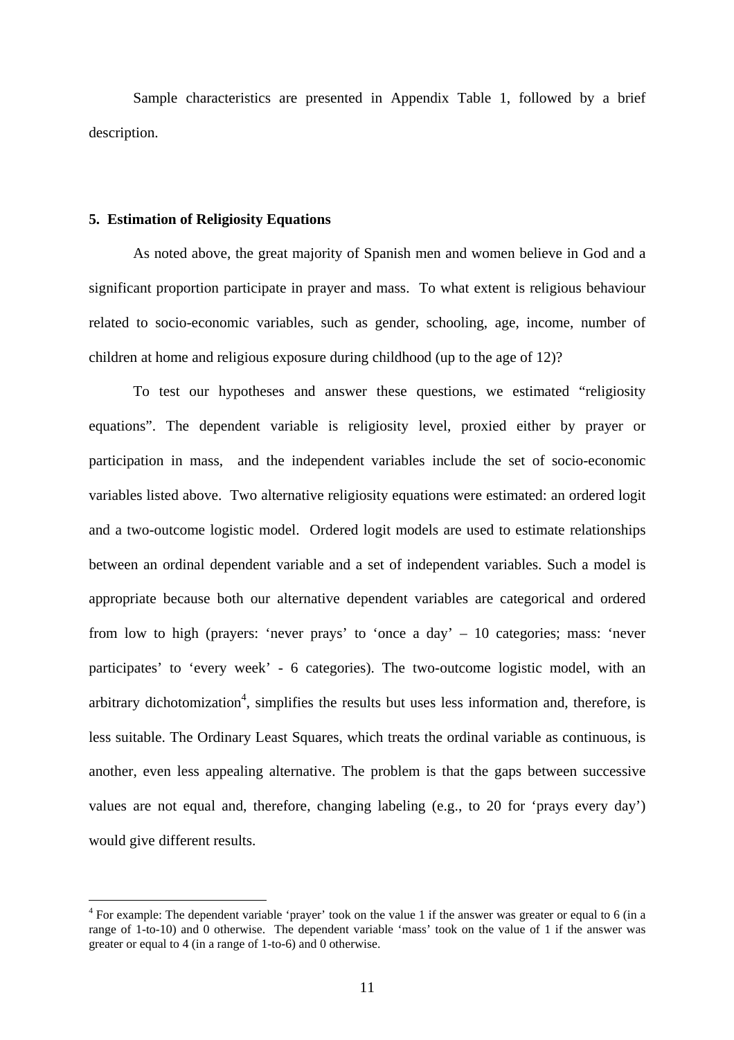Sample characteristics are presented in Appendix Table 1, followed by a brief description.

## 5. Estimation of Religiosity Equations

As noted above, the great majority of Spanish men and women believe in God and a significant proportion participate in prayer and mass. To what extent is religious behaviour related to socio-economic variables, such as gender, schooling, age, income, number of children at home and religious exposure during childhood (up to the age of 12)?

To test our hypotheses and answer these questions, we estimated "religiosity equations". The dependent variable is religiosity level, proxied either by prayer or participation in mass, and the independent variables include the set of socio-economic variables listed above. Two alternative religiosity equations were estimated: an ordered logit and a two-outcome logistic model. Ordered logit models are used to estimate relationships between an ordinal dependent variable and a set of independent variables. Such a model is appropriate because both our alternative dependent variables are categorical and ordered from low to high (prayers: 'never prays' to 'once a day' – 10 categories; mass: 'never participates' to 'every week' - 6 categories). The two-outcome logistic model, with an arbitrary dichotomization[4], simplifies the results but uses less information and, therefore, is less suitable. The Ordinary Least Squares, which treats the ordinal variable as continuous, is another, even less appealing alternative. The problem is that the gaps between successive values are not equal and, therefore, changing labeling (e.g., to 20 for 'prays every day') would give different results.

---

[4] For example: The dependent variable 'prayer' took on the value 1 if the answer was greater or equal to 6 (in a range of 1-to-10) and 0 otherwise. The dependent variable 'mass' took on the value of 1 if the answer was greater or equal to 4 (in a range of 1-to-6) and 0 otherwise.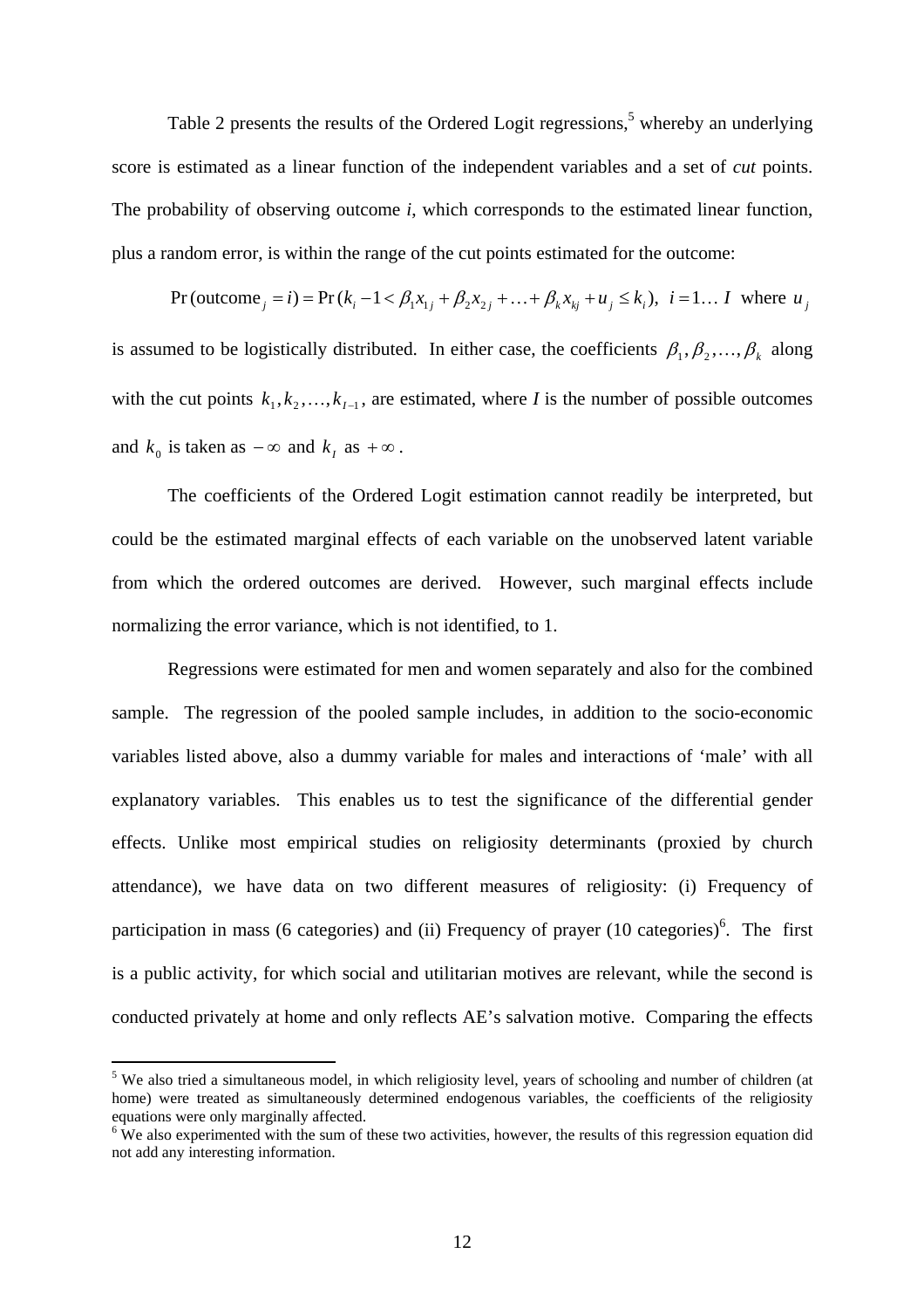Table 2 presents the results of the Ordered Logit regressions,[5] whereby an underlying score is estimated as a linear function of the independent variables and a set of *cut* points. The probability of observing outcome *i*, which corresponds to the estimated linear function, plus a random error, is within the range of the cut points estimated for the outcome:

$$\Pr(\text{outcome}_j = i) = \Pr(k_i - 1 < \beta_1 x_{1j} + \beta_2 x_{2j} + \ldots + \beta_k x_{kj} + u_j \leq k_i),\ \ i = 1\ldots I \ \text{ where } u_j$$

is assumed to be logistically distributed. In either case, the coefficients $\beta_1, \beta_2, \ldots, \beta_k$ along with the cut points $k_1, k_2, \ldots, k_{I-1}$, are estimated, where *I* is the number of possible outcomes and $k_0$ is taken as $-\infty$ and $k_I$ as $+\infty$.

The coefficients of the Ordered Logit estimation cannot readily be interpreted, but could be the estimated marginal effects of each variable on the unobserved latent variable from which the ordered outcomes are derived. However, such marginal effects include normalizing the error variance, which is not identified, to 1.

Regressions were estimated for men and women separately and also for the combined sample. The regression of the pooled sample includes, in addition to the socio-economic variables listed above, also a dummy variable for males and interactions of 'male' with all explanatory variables. This enables us to test the significance of the differential gender effects. Unlike most empirical studies on religiosity determinants (proxied by church attendance), we have data on two different measures of religiosity: (i) Frequency of participation in mass (6 categories) and (ii) Frequency of prayer (10 categories)[6]. The first is a public activity, for which social and utilitarian motives are relevant, while the second is conducted privately at home and only reflects AE's salvation motive. Comparing the effects

[5] We also tried a simultaneous model, in which religiosity level, years of schooling and number of children (at home) were treated as simultaneously determined endogenous variables, the coefficients of the religiosity equations were only marginally affected.

[6] We also experimented with the sum of these two activities, however, the results of this regression equation did not add any interesting information.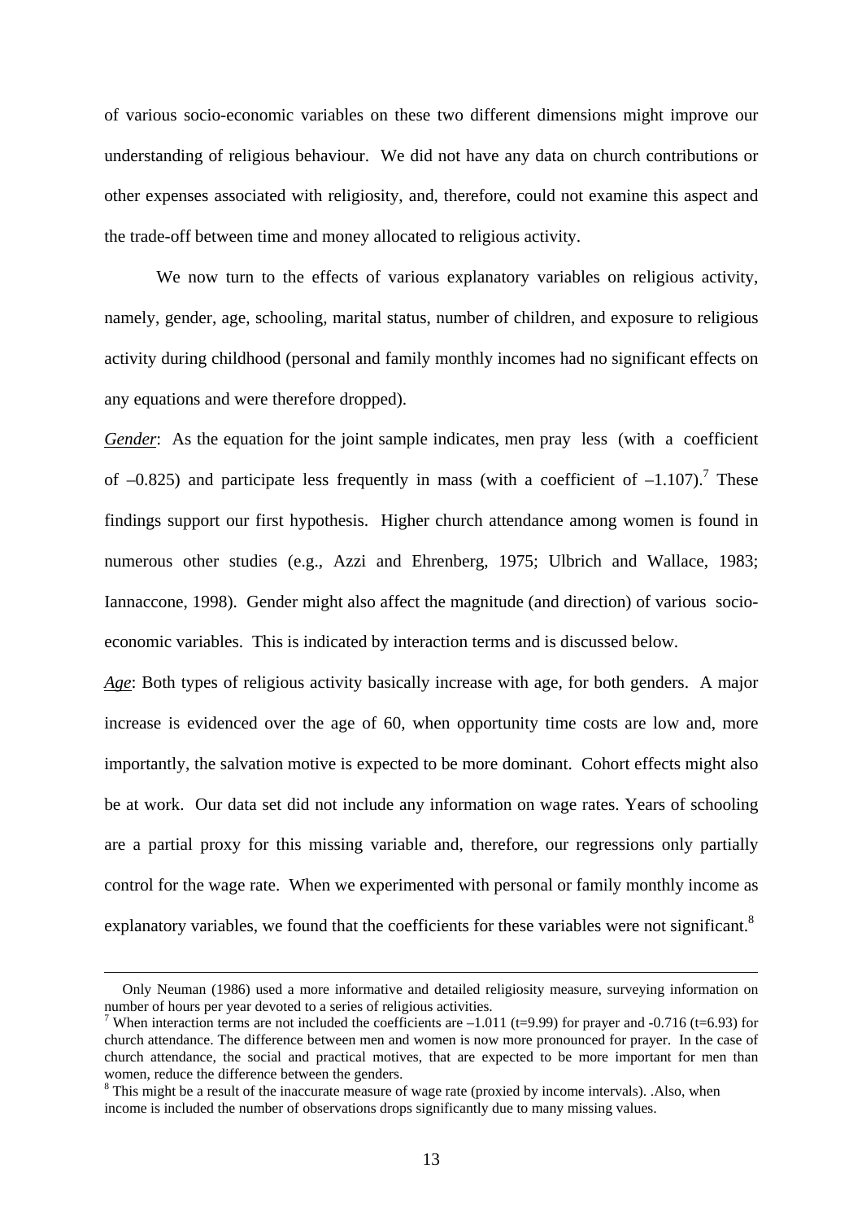of various socio-economic variables on these two different dimensions might improve our understanding of religious behaviour. We did not have any data on church contributions or other expenses associated with religiosity, and, therefore, could not examine this aspect and the trade-off between time and money allocated to religious activity.

We now turn to the effects of various explanatory variables on religious activity, namely, gender, age, schooling, marital status, number of children, and exposure to religious activity during childhood (personal and family monthly incomes had no significant effects on any equations and were therefore dropped).

*Gender*: As the equation for the joint sample indicates, men pray less (with a coefficient of –0.825) and participate less frequently in mass (with a coefficient of –1.107).[7] These findings support our first hypothesis. Higher church attendance among women is found in numerous other studies (e.g., Azzi and Ehrenberg, 1975; Ulbrich and Wallace, 1983; Iannaccone, 1998). Gender might also affect the magnitude (and direction) of various socio-economic variables. This is indicated by interaction terms and is discussed below.

*Age*: Both types of religious activity basically increase with age, for both genders. A major increase is evidenced over the age of 60, when opportunity time costs are low and, more importantly, the salvation motive is expected to be more dominant. Cohort effects might also be at work. Our data set did not include any information on wage rates. Years of schooling are a partial proxy for this missing variable and, therefore, our regressions only partially control for the wage rate. When we experimented with personal or family monthly income as explanatory variables, we found that the coefficients for these variables were not significant.[8]

---

Only Neuman (1986) used a more informative and detailed religiosity measure, surveying information on number of hours per year devoted to a series of religious activities.

[7] When interaction terms are not included the coefficients are –1.011 (t=9.99) for prayer and -0.716 (t=6.93) for church attendance. The difference between men and women is now more pronounced for prayer. In the case of church attendance, the social and practical motives, that are expected to be more important for men than women, reduce the difference between the genders.

[8] This might be a result of the inaccurate measure of wage rate (proxied by income intervals). .Also, when income is included the number of observations drops significantly due to many missing values.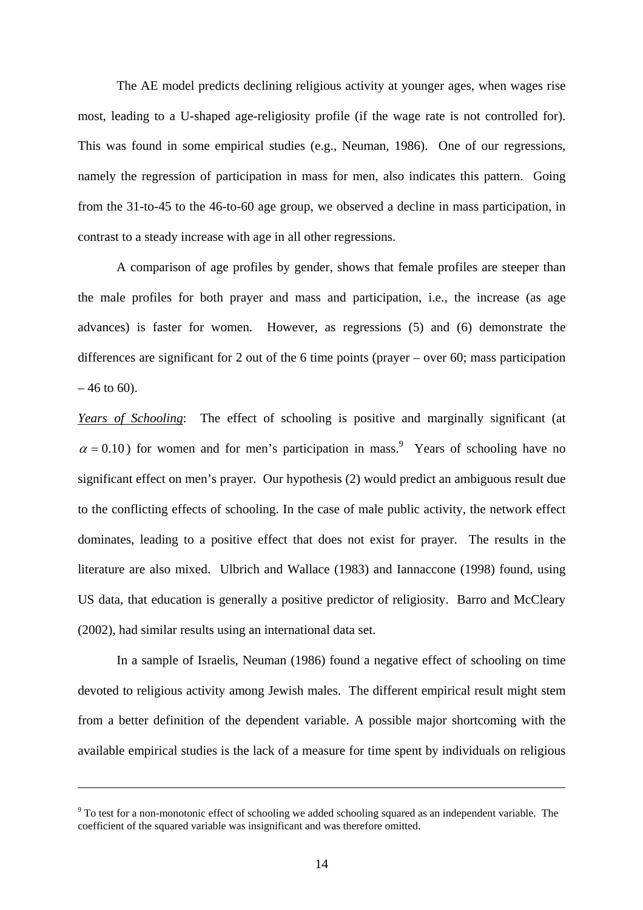The AE model predicts declining religious activity at younger ages, when wages rise most, leading to a U-shaped age-religiosity profile (if the wage rate is not controlled for). This was found in some empirical studies (e.g., Neuman, 1986). One of our regressions, namely the regression of participation in mass for men, also indicates this pattern. Going from the 31-to-45 to the 46-to-60 age group, we observed a decline in mass participation, in contrast to a steady increase with age in all other regressions.

A comparison of age profiles by gender, shows that female profiles are steeper than the male profiles for both prayer and mass and participation, i.e., the increase (as age advances) is faster for women. However, as regressions (5) and (6) demonstrate the differences are significant for 2 out of the 6 time points (prayer – over 60; mass participation – 46 to 60).

*Years of Schooling*: The effect of schooling is positive and marginally significant (at $\alpha = 0.10$) for women and for men's participation in mass.[9] Years of schooling have no significant effect on men's prayer. Our hypothesis (2) would predict an ambiguous result due to the conflicting effects of schooling. In the case of male public activity, the network effect dominates, leading to a positive effect that does not exist for prayer. The results in the literature are also mixed. Ulbrich and Wallace (1983) and Iannaccone (1998) found, using US data, that education is generally a positive predictor of religiosity. Barro and McCleary (2002), had similar results using an international data set.

In a sample of Israelis, Neuman (1986) found a negative effect of schooling on time devoted to religious activity among Jewish males. The different empirical result might stem from a better definition of the dependent variable. A possible major shortcoming with the available empirical studies is the lack of a measure for time spent by individuals on religious

---

[9] To test for a non-monotonic effect of schooling we added schooling squared as an independent variable. The coefficient of the squared variable was insignificant and was therefore omitted.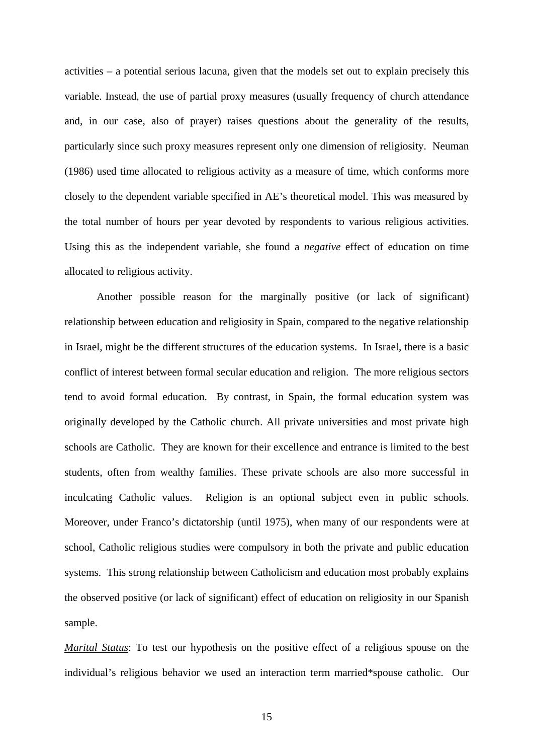activities – a potential serious lacuna, given that the models set out to explain precisely this variable. Instead, the use of partial proxy measures (usually frequency of church attendance and, in our case, also of prayer) raises questions about the generality of the results, particularly since such proxy measures represent only one dimension of religiosity. Neuman (1986) used time allocated to religious activity as a measure of time, which conforms more closely to the dependent variable specified in AE's theoretical model. This was measured by the total number of hours per year devoted by respondents to various religious activities. Using this as the independent variable, she found a *negative* effect of education on time allocated to religious activity.

Another possible reason for the marginally positive (or lack of significant) relationship between education and religiosity in Spain, compared to the negative relationship in Israel, might be the different structures of the education systems. In Israel, there is a basic conflict of interest between formal secular education and religion. The more religious sectors tend to avoid formal education. By contrast, in Spain, the formal education system was originally developed by the Catholic church. All private universities and most private high schools are Catholic. They are known for their excellence and entrance is limited to the best students, often from wealthy families. These private schools are also more successful in inculcating Catholic values. Religion is an optional subject even in public schools. Moreover, under Franco's dictatorship (until 1975), when many of our respondents were at school, Catholic religious studies were compulsory in both the private and public education systems. This strong relationship between Catholicism and education most probably explains the observed positive (or lack of significant) effect of education on religiosity in our Spanish sample.

*Marital Status*: To test our hypothesis on the positive effect of a religious spouse on the individual's religious behavior we used an interaction term married*spouse catholic. Our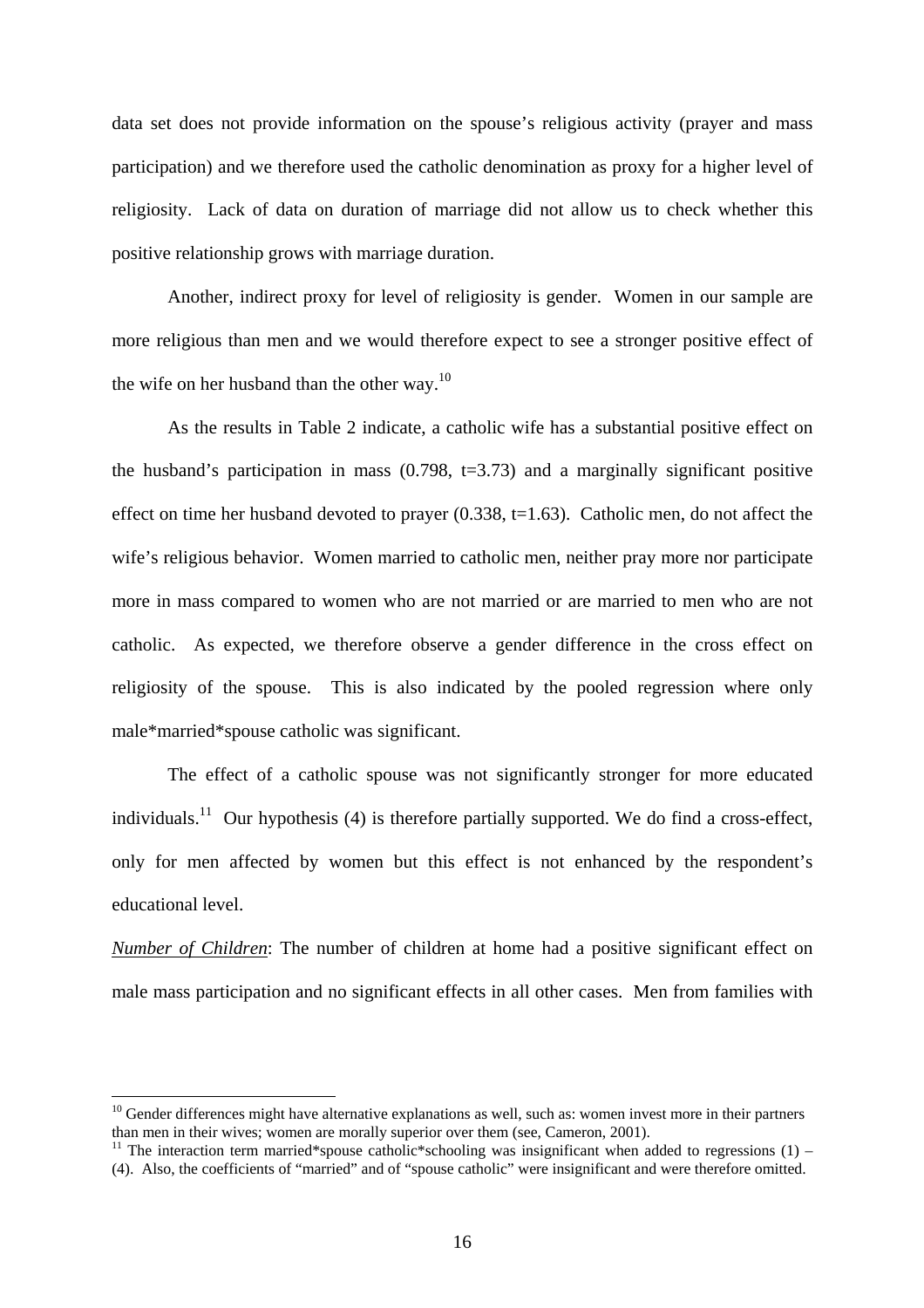data set does not provide information on the spouse's religious activity (prayer and mass participation) and we therefore used the catholic denomination as proxy for a higher level of religiosity. Lack of data on duration of marriage did not allow us to check whether this positive relationship grows with marriage duration.

Another, indirect proxy for level of religiosity is gender. Women in our sample are more religious than men and we would therefore expect to see a stronger positive effect of the wife on her husband than the other way.[10]

As the results in Table 2 indicate, a catholic wife has a substantial positive effect on the husband's participation in mass (0.798, t=3.73) and a marginally significant positive effect on time her husband devoted to prayer (0.338, t=1.63). Catholic men, do not affect the wife's religious behavior. Women married to catholic men, neither pray more nor participate more in mass compared to women who are not married or are married to men who are not catholic. As expected, we therefore observe a gender difference in the cross effect on religiosity of the spouse. This is also indicated by the pooled regression where only male*married*spouse catholic was significant.

The effect of a catholic spouse was not significantly stronger for more educated individuals.[11] Our hypothesis (4) is therefore partially supported. We do find a cross-effect, only for men affected by women but this effect is not enhanced by the respondent's educational level.

*Number of Children*: The number of children at home had a positive significant effect on male mass participation and no significant effects in all other cases. Men from families with

---

[10] Gender differences might have alternative explanations as well, such as: women invest more in their partners than men in their wives; women are morally superior over them (see, Cameron, 2001).

[11] The interaction term married*spouse catholic*schooling was insignificant when added to regressions (1) – (4). Also, the coefficients of "married" and of "spouse catholic" were insignificant and were therefore omitted.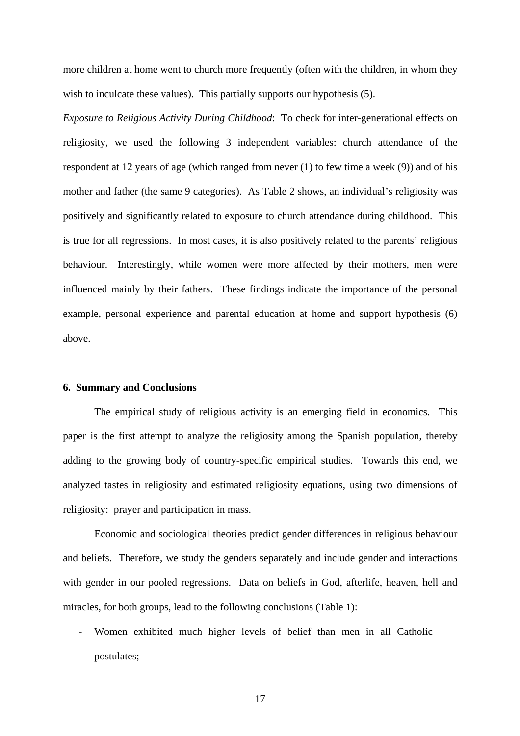more children at home went to church more frequently (often with the children, in whom they wish to inculcate these values). This partially supports our hypothesis (5).

*Exposure to Religious Activity During Childhood*: To check for inter-generational effects on religiosity, we used the following 3 independent variables: church attendance of the respondent at 12 years of age (which ranged from never (1) to few time a week (9)) and of his mother and father (the same 9 categories). As Table 2 shows, an individual's religiosity was positively and significantly related to exposure to church attendance during childhood. This is true for all regressions. In most cases, it is also positively related to the parents' religious behaviour. Interestingly, while women were more affected by their mothers, men were influenced mainly by their fathers. These findings indicate the importance of the personal example, personal experience and parental education at home and support hypothesis (6) above.

## 6. Summary and Conclusions

The empirical study of religious activity is an emerging field in economics. This paper is the first attempt to analyze the religiosity among the Spanish population, thereby adding to the growing body of country-specific empirical studies. Towards this end, we analyzed tastes in religiosity and estimated religiosity equations, using two dimensions of religiosity: prayer and participation in mass.

Economic and sociological theories predict gender differences in religious behaviour and beliefs. Therefore, we study the genders separately and include gender and interactions with gender in our pooled regressions. Data on beliefs in God, afterlife, heaven, hell and miracles, for both groups, lead to the following conclusions (Table 1):

- Women exhibited much higher levels of belief than men in all Catholic postulates;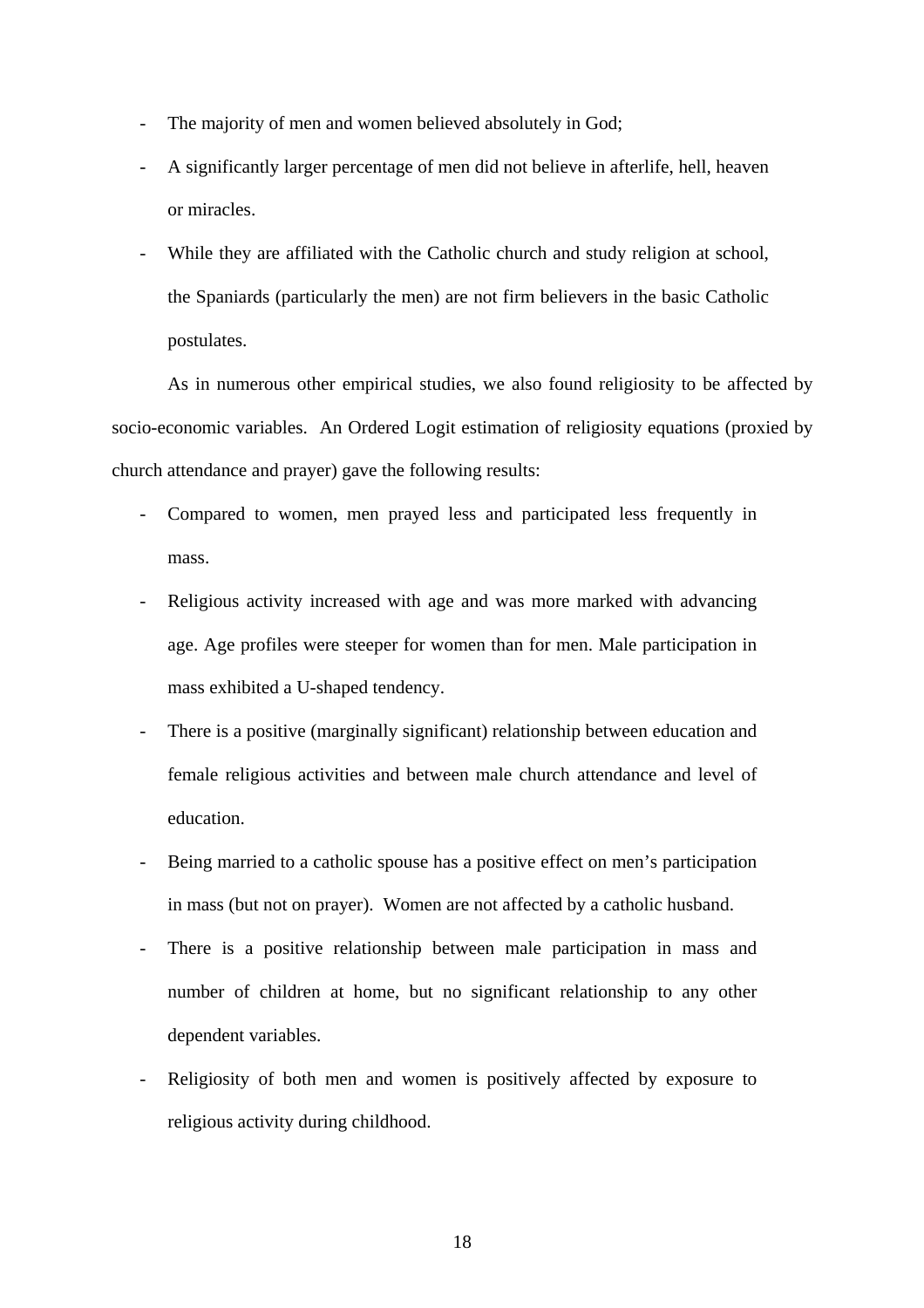- The majority of men and women believed absolutely in God;
- A significantly larger percentage of men did not believe in afterlife, hell, heaven or miracles.
- While they are affiliated with the Catholic church and study religion at school, the Spaniards (particularly the men) are not firm believers in the basic Catholic postulates.

As in numerous other empirical studies, we also found religiosity to be affected by socio-economic variables. An Ordered Logit estimation of religiosity equations (proxied by church attendance and prayer) gave the following results:

- Compared to women, men prayed less and participated less frequently in mass.
- Religious activity increased with age and was more marked with advancing age. Age profiles were steeper for women than for men. Male participation in mass exhibited a U-shaped tendency.
- There is a positive (marginally significant) relationship between education and female religious activities and between male church attendance and level of education.
- Being married to a catholic spouse has a positive effect on men's participation in mass (but not on prayer). Women are not affected by a catholic husband.
- There is a positive relationship between male participation in mass and number of children at home, but no significant relationship to any other dependent variables.
- Religiosity of both men and women is positively affected by exposure to religious activity during childhood.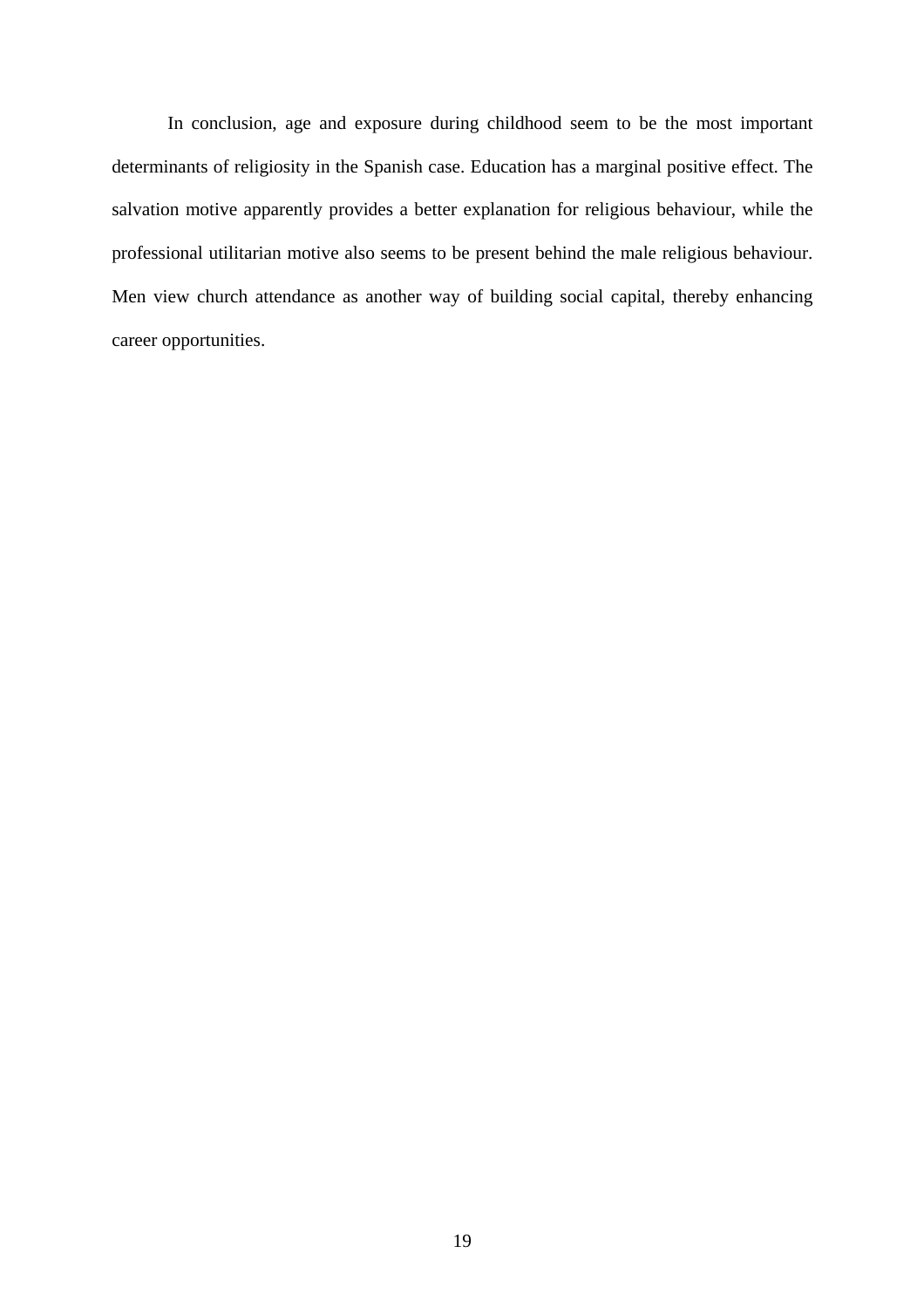In conclusion, age and exposure during childhood seem to be the most important determinants of religiosity in the Spanish case. Education has a marginal positive effect. The salvation motive apparently provides a better explanation for religious behaviour, while the professional utilitarian motive also seems to be present behind the male religious behaviour. Men view church attendance as another way of building social capital, thereby enhancing career opportunities.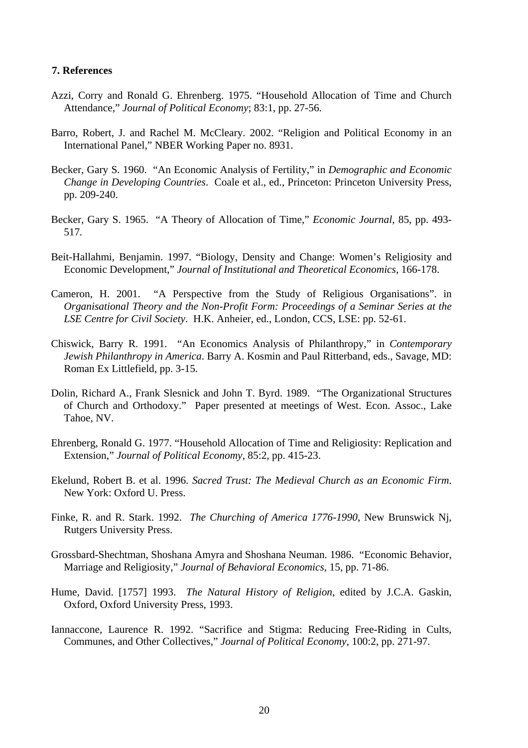## 7. References

Azzi, Corry and Ronald G. Ehrenberg. 1975. "Household Allocation of Time and Church Attendance," *Journal of Political Economy*; 83:1, pp. 27-56.

Barro, Robert, J. and Rachel M. McCleary. 2002. "Religion and Political Economy in an International Panel," NBER Working Paper no. 8931.

Becker, Gary S. 1960. "An Economic Analysis of Fertility," in *Demographic and Economic Change in Developing Countries*. Coale et al., ed., Princeton: Princeton University Press, pp. 209-240.

Becker, Gary S. 1965. "A Theory of Allocation of Time," *Economic Journal*, 85, pp. 493-517.

Beit-Hallahmi, Benjamin. 1997. "Biology, Density and Change: Women's Religiosity and Economic Development," *Journal of Institutional and Theoretical Economics*, 166-178.

Cameron, H. 2001. "A Perspective from the Study of Religious Organisations". in *Organisational Theory and the Non-Profit Form: Proceedings of a Seminar Series at the LSE Centre for Civil Society*. H.K. Anheier, ed., London, CCS, LSE: pp. 52-61.

Chiswick, Barry R. 1991. "An Economics Analysis of Philanthropy," in *Contemporary Jewish Philanthropy in America*. Barry A. Kosmin and Paul Ritterband, eds., Savage, MD: Roman Ex Littlefield, pp. 3-15.

Dolin, Richard A., Frank Slesnick and John T. Byrd. 1989. "The Organizational Structures of Church and Orthodoxy." Paper presented at meetings of West. Econ. Assoc., Lake Tahoe, NV.

Ehrenberg, Ronald G. 1977. "Household Allocation of Time and Religiosity: Replication and Extension," *Journal of Political Economy*, 85:2, pp. 415-23.

Ekelund, Robert B. et al. 1996. *Sacred Trust: The Medieval Church as an Economic Firm*. New York: Oxford U. Press.

Finke, R. and R. Stark. 1992. *The Churching of America 1776-1990*, New Brunswick Nj, Rutgers University Press.

Grossbard-Shechtman, Shoshana Amyra and Shoshana Neuman. 1986. "Economic Behavior, Marriage and Religiosity," *Journal of Behavioral Economics*, 15, pp. 71-86.

Hume, David. [1757] 1993. *The Natural History of Religion*, edited by J.C.A. Gaskin, Oxford, Oxford University Press, 1993.

Iannaccone, Laurence R. 1992. "Sacrifice and Stigma: Reducing Free-Riding in Cults, Communes, and Other Collectives," *Journal of Political Economy*, 100:2, pp. 271-97.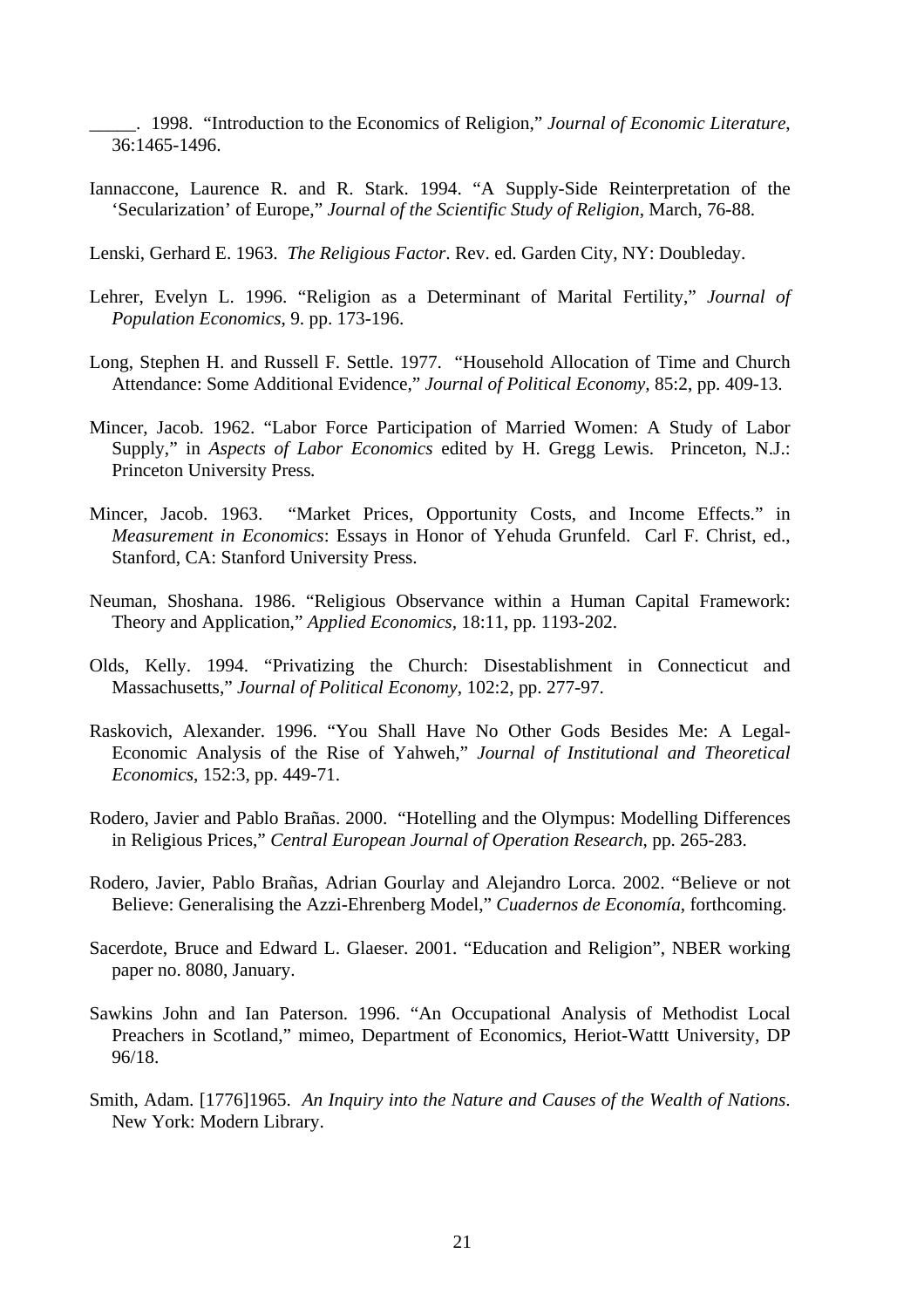_____. 1998. “Introduction to the Economics of Religion,” *Journal of Economic Literature*, 36:1465-1496.

Iannaccone, Laurence R. and R. Stark. 1994. “A Supply-Side Reinterpretation of the ‘Secularization’ of Europe,” *Journal of the Scientific Study of Religion*, March, 76-88.

Lenski, Gerhard E. 1963. *The Religious Factor*. Rev. ed. Garden City, NY: Doubleday.

Lehrer, Evelyn L. 1996. “Religion as a Determinant of Marital Fertility,” *Journal of Population Economics*, 9. pp. 173-196.

Long, Stephen H. and Russell F. Settle. 1977. “Household Allocation of Time and Church Attendance: Some Additional Evidence,” *Journal of Political Economy*, 85:2, pp. 409-13.

Mincer, Jacob. 1962. “Labor Force Participation of Married Women: A Study of Labor Supply,” in *Aspects of Labor Economics* edited by H. Gregg Lewis. Princeton, N.J.: Princeton University Press.

Mincer, Jacob. 1963. “Market Prices, Opportunity Costs, and Income Effects.” in *Measurement in Economics*: Essays in Honor of Yehuda Grunfeld. Carl F. Christ, ed., Stanford, CA: Stanford University Press.

Neuman, Shoshana. 1986. “Religious Observance within a Human Capital Framework: Theory and Application,” *Applied Economics*, 18:11, pp. 1193-202.

Olds, Kelly. 1994. “Privatizing the Church: Disestablishment in Connecticut and Massachusetts,” *Journal of Political Economy*, 102:2, pp. 277-97.

Raskovich, Alexander. 1996. “You Shall Have No Other Gods Besides Me: A Legal-Economic Analysis of the Rise of Yahweh,” *Journal of Institutional and Theoretical Economics*, 152:3, pp. 449-71.

Rodero, Javier and Pablo Brañas. 2000. “Hotelling and the Olympus: Modelling Differences in Religious Prices,” *Central European Journal of Operation Research*, pp. 265-283.

Rodero, Javier, Pablo Brañas, Adrian Gourlay and Alejandro Lorca. 2002. “Believe or not Believe: Generalising the Azzi-Ehrenberg Model,” *Cuadernos de Economía*, forthcoming.

Sacerdote, Bruce and Edward L. Glaeser. 2001. “Education and Religion”, NBER working paper no. 8080, January.

Sawkins John and Ian Paterson. 1996. “An Occupational Analysis of Methodist Local Preachers in Scotland,” mimeo, Department of Economics, Heriot-Wattt University, DP 96/18.

Smith, Adam. [1776]1965. *An Inquiry into the Nature and Causes of the Wealth of Nations*. New York: Modern Library.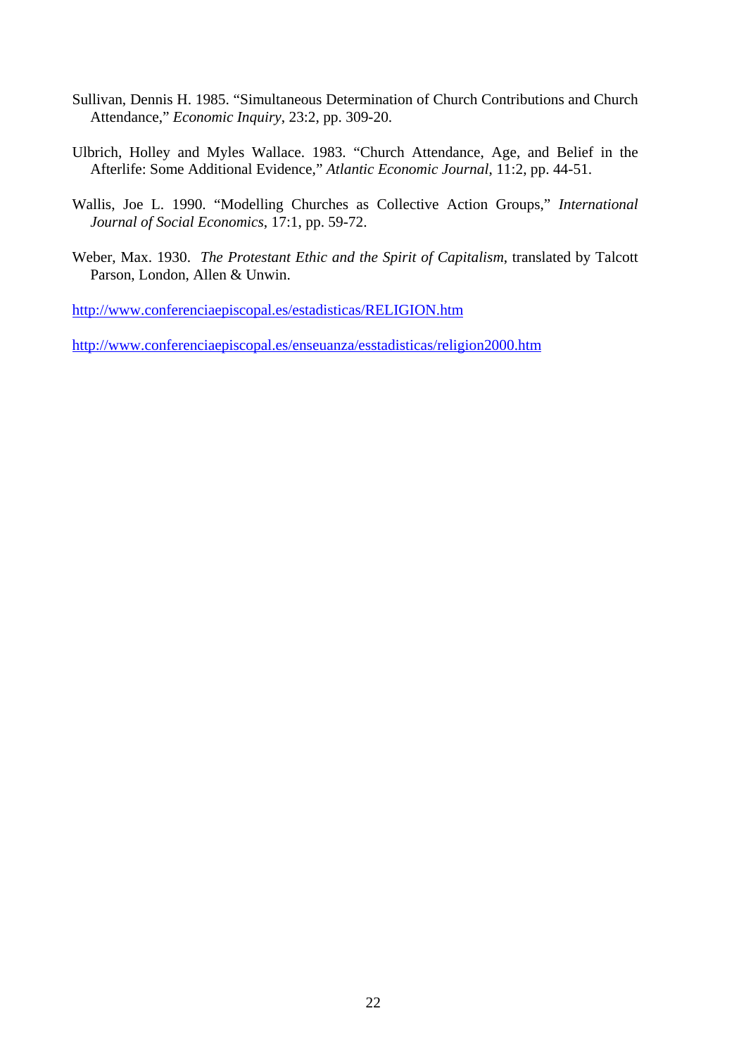Sullivan, Dennis H. 1985. "Simultaneous Determination of Church Contributions and Church Attendance," *Economic Inquiry*, 23:2, pp. 309-20.

Ulbrich, Holley and Myles Wallace. 1983. "Church Attendance, Age, and Belief in the Afterlife: Some Additional Evidence," *Atlantic Economic Journal*, 11:2, pp. 44-51.

Wallis, Joe L. 1990. "Modelling Churches as Collective Action Groups," *International Journal of Social Economics*, 17:1, pp. 59-72.

Weber, Max. 1930. *The Protestant Ethic and the Spirit of Capitalism*, translated by Talcott Parson, London, Allen & Unwin.

http://www.conferenciaepiscopal.es/estadisticas/RELIGION.htm

http://www.conferenciaepiscopal.es/enseuanza/esstadisticas/religion2000.htm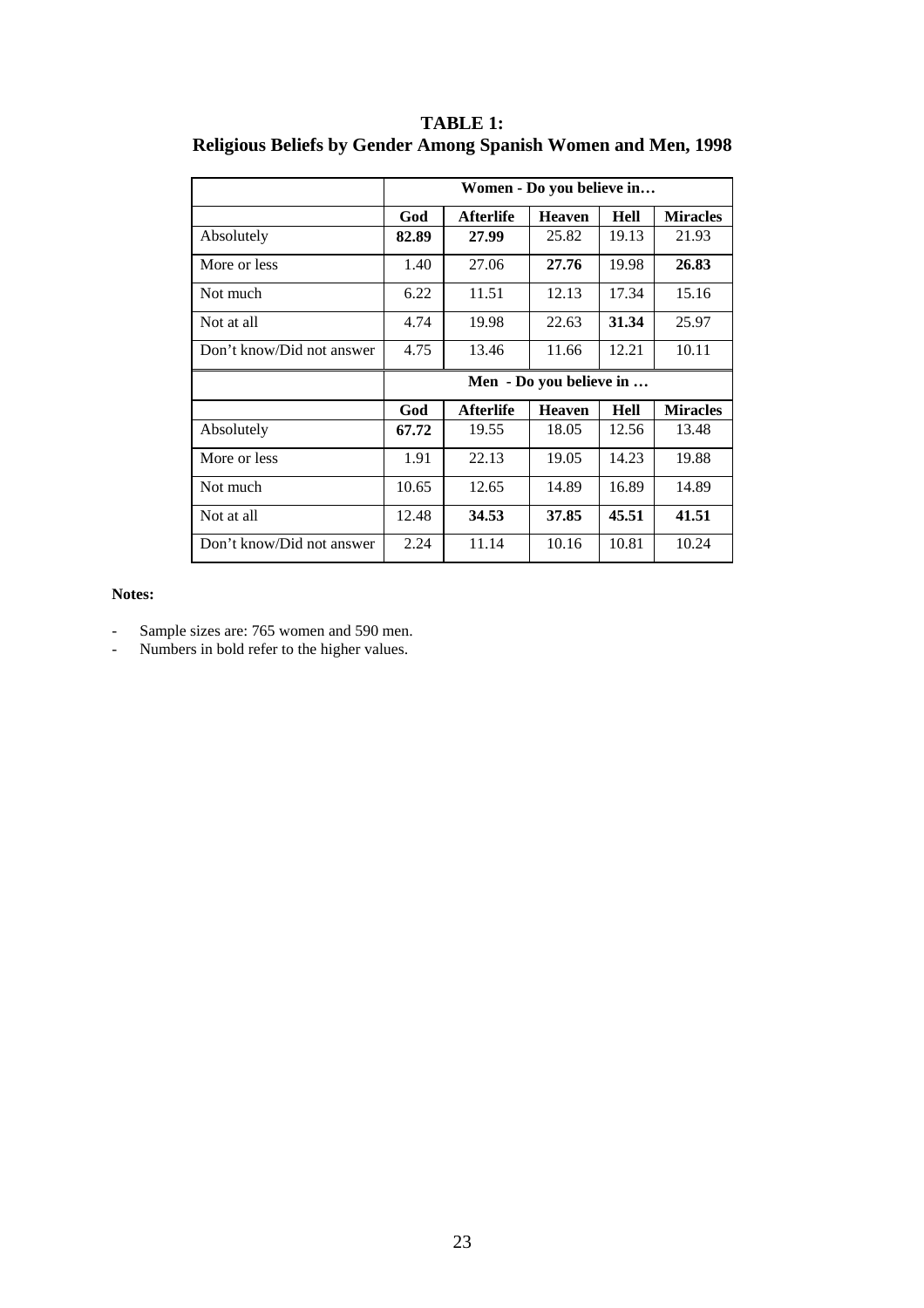**TABLE 1:**
**Religious Beliefs by Gender Among Spanish Women and Men, 1998**

| | Women - Do you believe in… | | | | |
|---|---|---|---|---|---|
| | **God** | **Afterlife** | **Heaven** | **Hell** | **Miracles** |
| Absolutely | **82.89** | **27.99** | 25.82 | 19.13 | 21.93 |
| More or less | 1.40 | 27.06 | **27.76** | 19.98 | **26.83** |
| Not much | 6.22 | 11.51 | 12.13 | 17.34 | 15.16 |
| Not at all | 4.74 | 19.98 | 22.63 | **31.34** | 25.97 |
| Don't know/Did not answer | 4.75 | 13.46 | 11.66 | 12.21 | 10.11 |
| | **Men - Do you believe in …** | | | | |
| | **God** | **Afterlife** | **Heaven** | **Hell** | **Miracles** |
| Absolutely | **67.72** | 19.55 | 18.05 | 12.56 | 13.48 |
| More or less | 1.91 | 22.13 | 19.05 | 14.23 | 19.88 |
| Not much | 10.65 | 12.65 | 14.89 | 16.89 | 14.89 |
| Not at all | 12.48 | **34.53** | **37.85** | **45.51** | **41.51** |
| Don't know/Did not answer | 2.24 | 11.14 | 10.16 | 10.81 | 10.24 |

**Notes:**

- Sample sizes are: 765 women and 590 men.
- Numbers in bold refer to the higher values.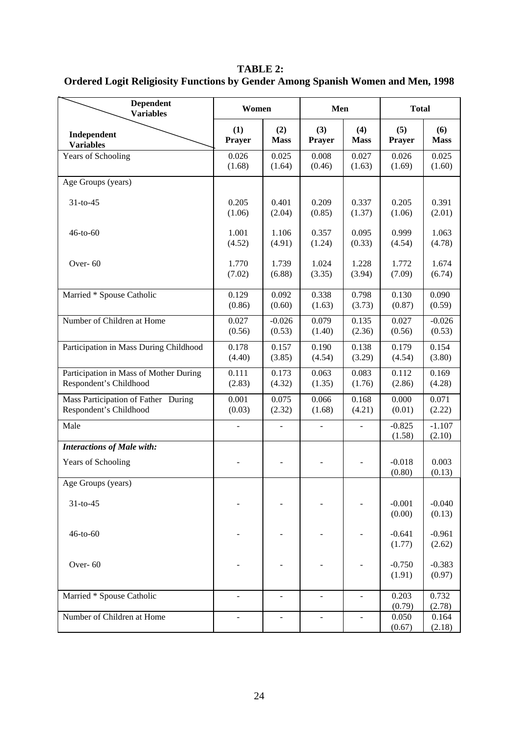**TABLE 2:**
**Ordered Logit Religiosity Functions by Gender Among Spanish Women and Men, 1998**

| Independent Variables \ Dependent Variables | Women | | Men | | Total | |
|---|---|---|---|---|---|---|
| | (1) Prayer | (2) Mass | (3) Prayer | (4) Mass | (5) Prayer | (6) Mass |
| Years of Schooling | 0.026 (1.68) | 0.025 (1.64) | 0.008 (0.46) | 0.027 (1.63) | 0.026 (1.69) | 0.025 (1.60) |
| Age Groups (years) | | | | | | |
| 31-to-45 | 0.205 (1.06) | 0.401 (2.04) | 0.209 (0.85) | 0.337 (1.37) | 0.205 (1.06) | 0.391 (2.01) |
| 46-to-60 | 1.001 (4.52) | 1.106 (4.91) | 0.357 (1.24) | 0.095 (0.33) | 0.999 (4.54) | 1.063 (4.78) |
| Over- 60 | 1.770 (7.02) | 1.739 (6.88) | 1.024 (3.35) | 1.228 (3.94) | 1.772 (7.09) | 1.674 (6.74) |
| Married * Spouse Catholic | 0.129 (0.86) | 0.092 (0.60) | 0.338 (1.63) | 0.798 (3.73) | 0.130 (0.87) | 0.090 (0.59) |
| Number of Children at Home | 0.027 (0.56) | -0.026 (0.53) | 0.079 (1.40) | 0.135 (2.36) | 0.027 (0.56) | -0.026 (0.53) |
| Participation in Mass During Childhood | 0.178 (4.40) | 0.157 (3.85) | 0.190 (4.54) | 0.138 (3.29) | 0.179 (4.54) | 0.154 (3.80) |
| Participation in Mass of Mother During Respondent's Childhood | 0.111 (2.83) | 0.173 (4.32) | 0.063 (1.35) | 0.083 (1.76) | 0.112 (2.86) | 0.169 (4.28) |
| Mass Participation of Father During Respondent's Childhood | 0.001 (0.03) | 0.075 (2.32) | 0.066 (1.68) | 0.168 (4.21) | 0.000 (0.01) | 0.071 (2.22) |
| Male | - | - | - | - | -0.825 (1.58) | -1.107 (2.10) |
| ***Interactions of Male with:*** | | | | | | |
| Years of Schooling | - | - | - | - | -0.018 (0.80) | 0.003 (0.13) |
| Age Groups (years) | | | | | | |
| 31-to-45 | - | - | - | - | -0.001 (0.00) | -0.040 (0.13) |
| 46-to-60 | - | - | - | - | -0.641 (1.77) | -0.961 (2.62) |
| Over- 60 | - | - | - | - | -0.750 (1.91) | -0.383 (0.97) |
| Married * Spouse Catholic | - | - | - | - | 0.203 (0.79) | 0.732 (2.78) |
| Number of Children at Home | - | - | - | - | 0.050 (0.67) | 0.164 (2.18) |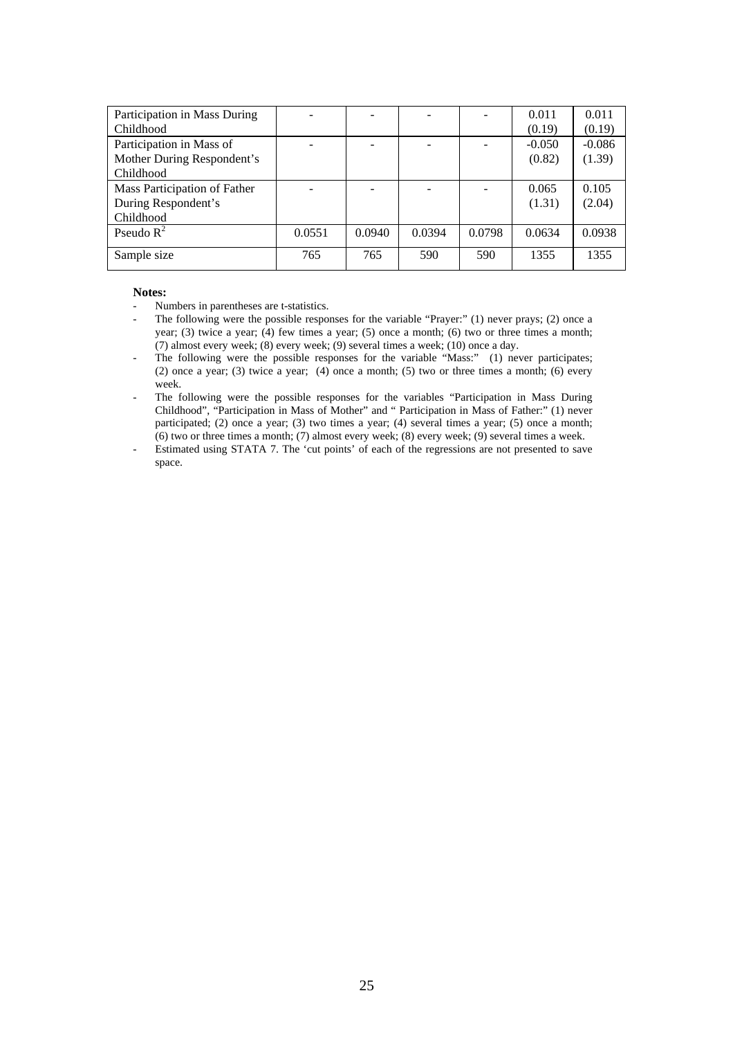| | | | | | | |
|---|---|---|---|---|---|---|
| Participation in Mass During Childhood | - | - | - | - | 0.011<br>(0.19) | 0.011<br>(0.19) |
| Participation in Mass of Mother During Respondent's Childhood | - | - | - | - | -0.050<br>(0.82) | -0.086<br>(1.39) |
| Mass Participation of Father During Respondent's Childhood | - | - | - | - | 0.065<br>(1.31) | 0.105<br>(2.04) |
| Pseudo $R^2$ | 0.0551 | 0.0940 | 0.0394 | 0.0798 | 0.0634 | 0.0938 |
| Sample size | 765 | 765 | 590 | 590 | 1355 | 1355 |

**Notes:**

- Numbers in parentheses are t-statistics.
- The following were the possible responses for the variable "Prayer:" (1) never prays; (2) once a year; (3) twice a year; (4) few times a year; (5) once a month; (6) two or three times a month; (7) almost every week; (8) every week; (9) several times a week; (10) once a day.
- The following were the possible responses for the variable "Mass:" (1) never participates; (2) once a year; (3) twice a year; (4) once a month; (5) two or three times a month; (6) every week.
- The following were the possible responses for the variables "Participation in Mass During Childhood", "Participation in Mass of Mother" and " Participation in Mass of Father:" (1) never participated; (2) once a year; (3) two times a year; (4) several times a year; (5) once a month; (6) two or three times a month; (7) almost every week; (8) every week; (9) several times a week.
- Estimated using STATA 7. The 'cut points' of each of the regressions are not presented to save space.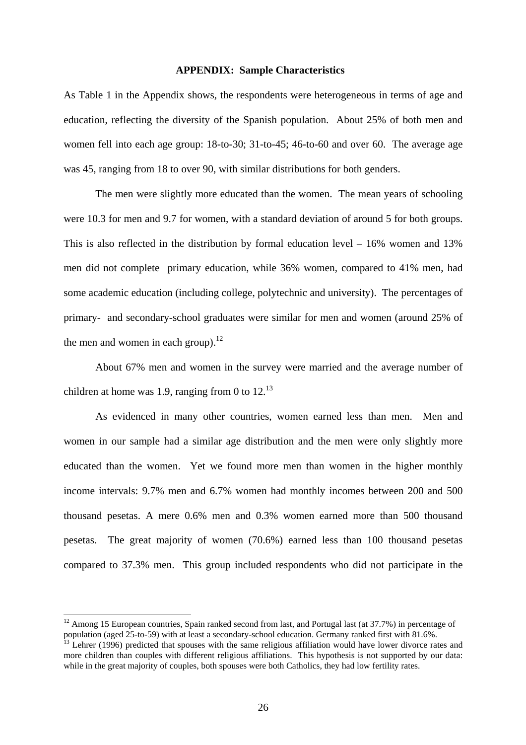**APPENDIX: Sample Characteristics**

As Table 1 in the Appendix shows, the respondents were heterogeneous in terms of age and education, reflecting the diversity of the Spanish population. About 25% of both men and women fell into each age group: 18-to-30; 31-to-45; 46-to-60 and over 60. The average age was 45, ranging from 18 to over 90, with similar distributions for both genders.

The men were slightly more educated than the women. The mean years of schooling were 10.3 for men and 9.7 for women, with a standard deviation of around 5 for both groups. This is also reflected in the distribution by formal education level – 16% women and 13% men did not complete primary education, while 36% women, compared to 41% men, had some academic education (including college, polytechnic and university). The percentages of primary- and secondary-school graduates were similar for men and women (around 25% of the men and women in each group).[12]

About 67% men and women in the survey were married and the average number of children at home was 1.9, ranging from 0 to 12.[13]

As evidenced in many other countries, women earned less than men. Men and women in our sample had a similar age distribution and the men were only slightly more educated than the women. Yet we found more men than women in the higher monthly income intervals: 9.7% men and 6.7% women had monthly incomes between 200 and 500 thousand pesetas. A mere 0.6% men and 0.3% women earned more than 500 thousand pesetas. The great majority of women (70.6%) earned less than 100 thousand pesetas compared to 37.3% men. This group included respondents who did not participate in the

---

[12] Among 15 European countries, Spain ranked second from last, and Portugal last (at 37.7%) in percentage of population (aged 25-to-59) with at least a secondary-school education. Germany ranked first with 81.6%.

[13] Lehrer (1996) predicted that spouses with the same religious affiliation would have lower divorce rates and more children than couples with different religious affiliations. This hypothesis is not supported by our data: while in the great majority of couples, both spouses were both Catholics, they had low fertility rates.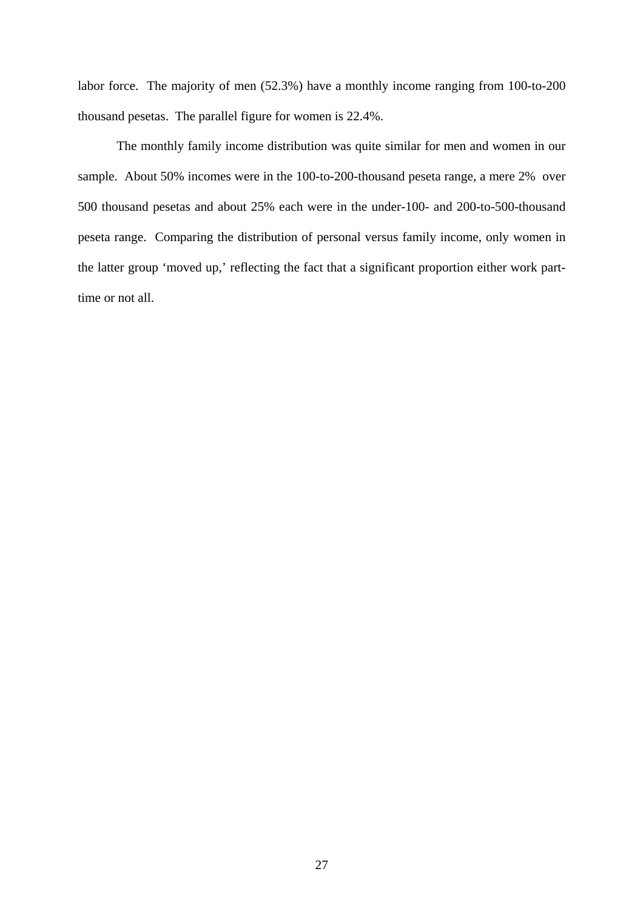labor force. The majority of men (52.3%) have a monthly income ranging from 100-to-200 thousand pesetas. The parallel figure for women is 22.4%.

The monthly family income distribution was quite similar for men and women in our sample. About 50% incomes were in the 100-to-200-thousand peseta range, a mere 2% over 500 thousand pesetas and about 25% each were in the under-100- and 200-to-500-thousand peseta range. Comparing the distribution of personal versus family income, only women in the latter group 'moved up,' reflecting the fact that a significant proportion either work part-time or not all.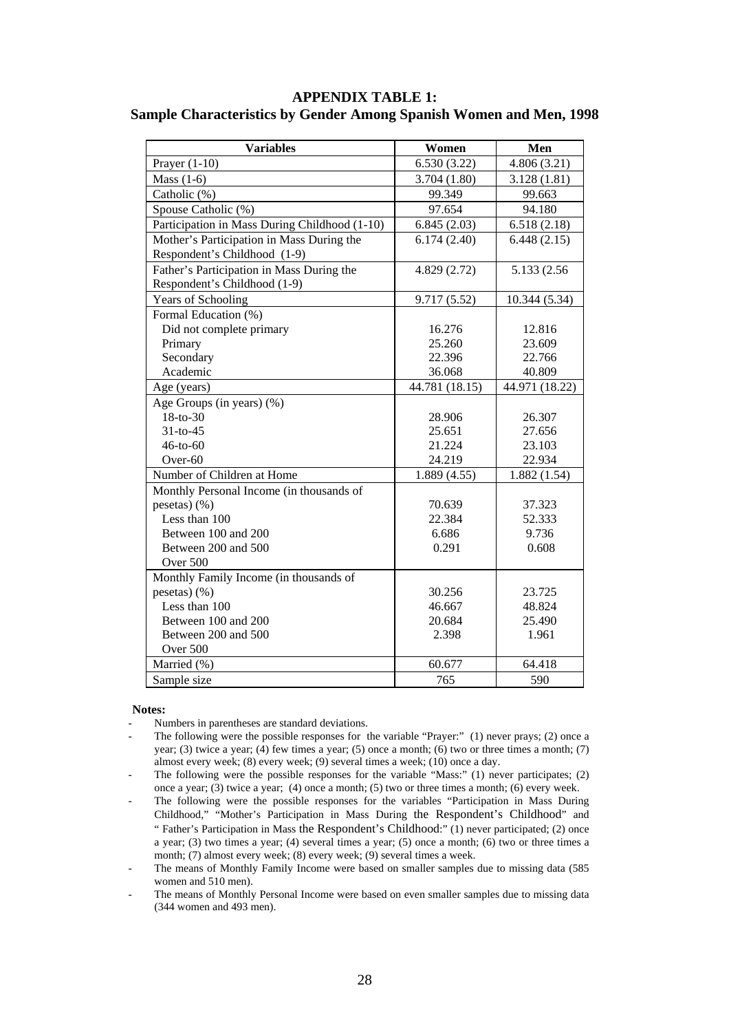# APPENDIX TABLE 1:
## Sample Characteristics by Gender Among Spanish Women and Men, 1998

| Variables | Women | Men |
|---|---|---|
| Prayer (1-10) | 6.530 (3.22) | 4.806 (3.21) |
| Mass (1-6) | 3.704 (1.80) | 3.128 (1.81) |
| Catholic (%) | 99.349 | 99.663 |
| Spouse Catholic (%) | 97.654 | 94.180 |
| Participation in Mass During Childhood (1-10) | 6.845 (2.03) | 6.518 (2.18) |
| Mother's Participation in Mass During the Respondent's Childhood (1-9) | 6.174 (2.40) | 6.448 (2.15) |
| Father's Participation in Mass During the Respondent's Childhood (1-9) | 4.829 (2.72) | 5.133 (2.56 |
| Years of Schooling | 9.717 (5.52) | 10.344 (5.34) |
| Formal Education (%) | | |
| Did not complete primary | 16.276 | 12.816 |
| Primary | 25.260 | 23.609 |
| Secondary | 22.396 | 22.766 |
| Academic | 36.068 | 40.809 |
| Age (years) | 44.781 (18.15) | 44.971 (18.22) |
| Age Groups (in years) (%) | | |
| 18-to-30 | 28.906 | 26.307 |
| 31-to-45 | 25.651 | 27.656 |
| 46-to-60 | 21.224 | 23.103 |
| Over-60 | 24.219 | 22.934 |
| Number of Children at Home | 1.889 (4.55) | 1.882 (1.54) |
| Monthly Personal Income (in thousands of pesetas) (%) | 70.639 | 37.323 |
| Less than 100 | 22.384 | 52.333 |
| Between 100 and 200 | 6.686 | 9.736 |
| Between 200 and 500 | 0.291 | 0.608 |
| Over 500 | | |
| Monthly Family Income (in thousands of pesetas) (%) | 30.256 | 23.725 |
| Less than 100 | 46.667 | 48.824 |
| Between 100 and 200 | 20.684 | 25.490 |
| Between 200 and 500 | 2.398 | 1.961 |
| Over 500 | | |
| Married (%) | 60.677 | 64.418 |
| Sample size | 765 | 590 |

**Notes:**

- Numbers in parentheses are standard deviations.
- The following were the possible responses for the variable "Prayer:" (1) never prays; (2) once a year; (3) twice a year; (4) few times a year; (5) once a month; (6) two or three times a month; (7) almost every week; (8) every week; (9) several times a week; (10) once a day.
- The following were the possible responses for the variable "Mass:" (1) never participates; (2) once a year; (3) twice a year; (4) once a month; (5) two or three times a month; (6) every week.
- The following were the possible responses for the variables "Participation in Mass During Childhood," "Mother's Participation in Mass During the Respondent's Childhood" and " Father's Participation in Mass the Respondent's Childhood:" (1) never participated; (2) once a year; (3) two times a year; (4) several times a year; (5) once a month; (6) two or three times a month; (7) almost every week; (8) every week; (9) several times a week.
- The means of Monthly Family Income were based on smaller samples due to missing data (585 women and 510 men).
- The means of Monthly Personal Income were based on even smaller samples due to missing data (344 women and 493 men).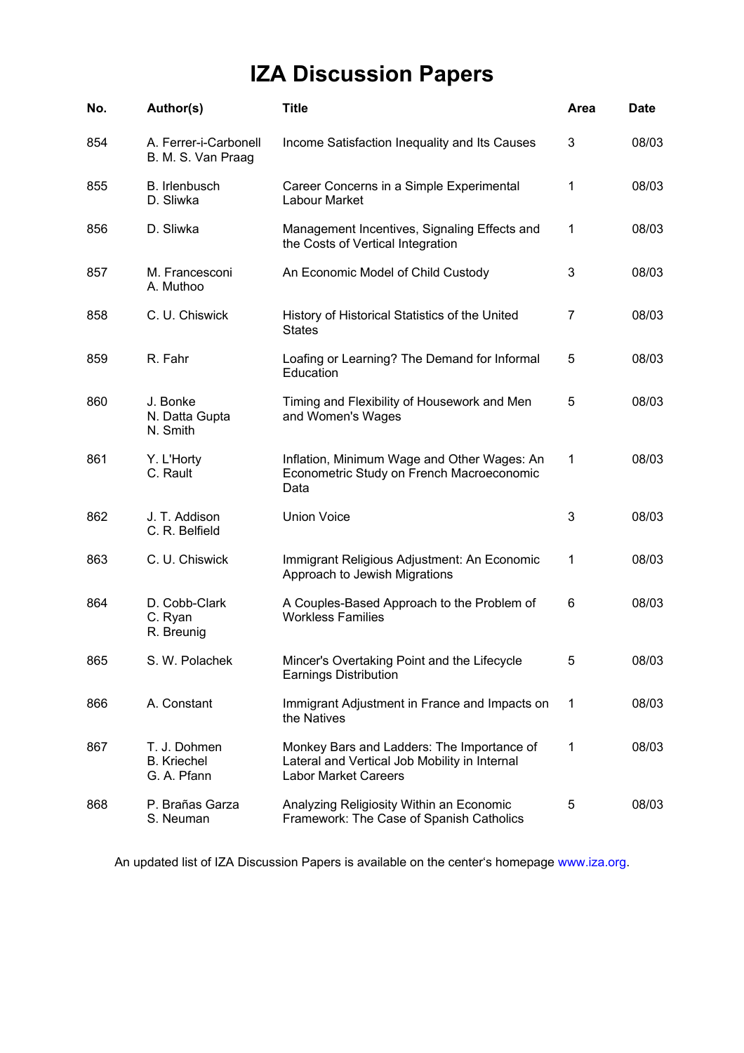# IZA Discussion Papers

| No. | Author(s) | Title | Area | Date |
|---|---|---|---|---|
| 854 | A. Ferrer-i-Carbonell<br>B. M. S. Van Praag | Income Satisfaction Inequality and Its Causes | 3 | 08/03 |
| 855 | B. Irlenbusch<br>D. Sliwka | Career Concerns in a Simple Experimental Labour Market | 1 | 08/03 |
| 856 | D. Sliwka | Management Incentives, Signaling Effects and the Costs of Vertical Integration | 1 | 08/03 |
| 857 | M. Francesconi<br>A. Muthoo | An Economic Model of Child Custody | 3 | 08/03 |
| 858 | C. U. Chiswick | History of Historical Statistics of the United States | 7 | 08/03 |
| 859 | R. Fahr | Loafing or Learning? The Demand for Informal Education | 5 | 08/03 |
| 860 | J. Bonke<br>N. Datta Gupta<br>N. Smith | Timing and Flexibility of Housework and Men and Women's Wages | 5 | 08/03 |
| 861 | Y. L'Horty<br>C. Rault | Inflation, Minimum Wage and Other Wages: An Econometric Study on French Macroeconomic Data | 1 | 08/03 |
| 862 | J. T. Addison<br>C. R. Belfield | Union Voice | 3 | 08/03 |
| 863 | C. U. Chiswick | Immigrant Religious Adjustment: An Economic Approach to Jewish Migrations | 1 | 08/03 |
| 864 | D. Cobb-Clark<br>C. Ryan<br>R. Breunig | A Couples-Based Approach to the Problem of Workless Families | 6 | 08/03 |
| 865 | S. W. Polachek | Mincer's Overtaking Point and the Lifecycle Earnings Distribution | 5 | 08/03 |
| 866 | A. Constant | Immigrant Adjustment in France and Impacts on the Natives | 1 | 08/03 |
| 867 | T. J. Dohmen<br>B. Kriechel<br>G. A. Pfann | Monkey Bars and Ladders: The Importance of Lateral and Vertical Job Mobility in Internal Labor Market Careers | 1 | 08/03 |
| 868 | P. Brañas Garza<br>S. Neuman | Analyzing Religiosity Within an Economic Framework: The Case of Spanish Catholics | 5 | 08/03 |

An updated list of IZA Discussion Papers is available on the center's homepage www.iza.org.